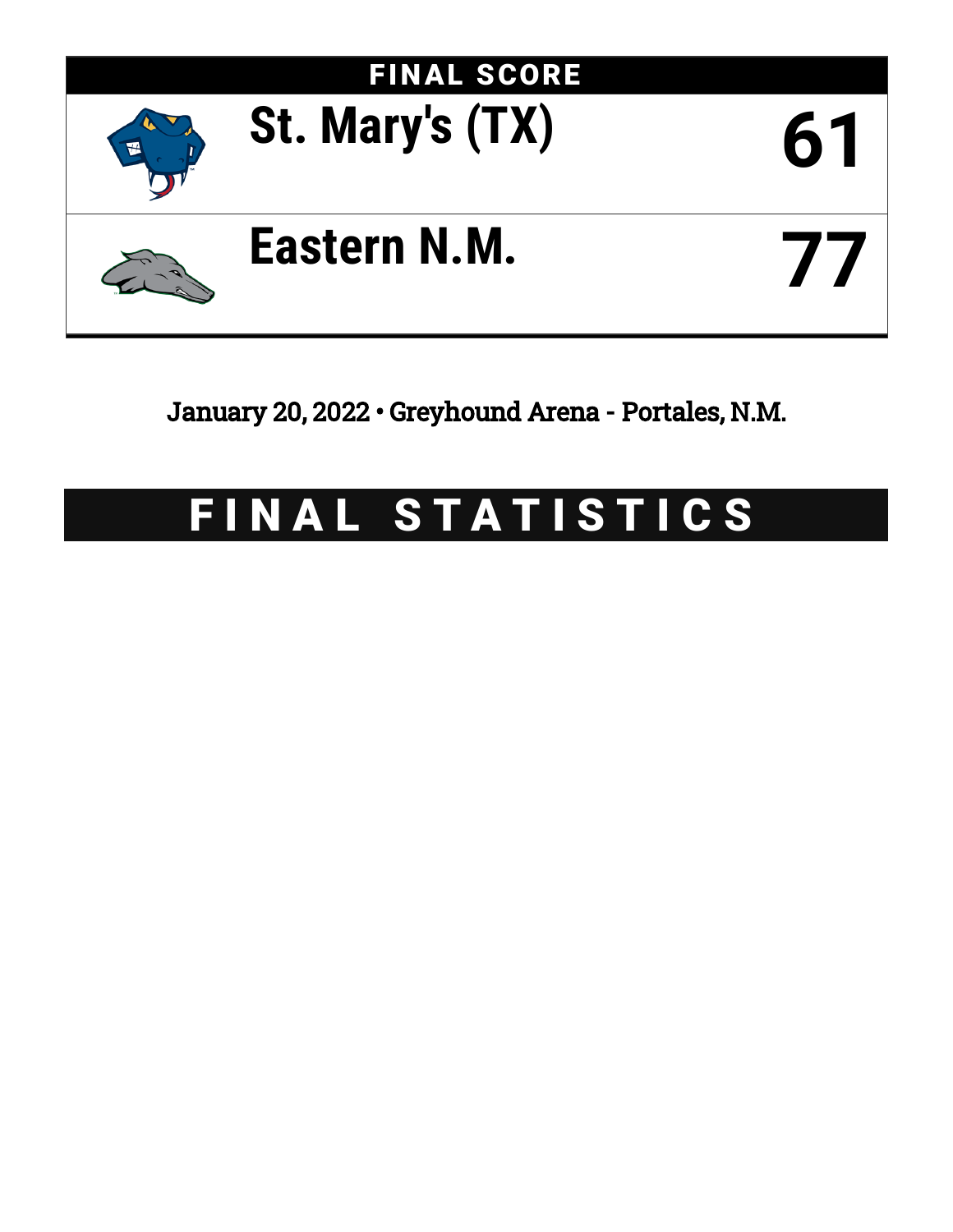## FINAL SCORE

| Team | Score |
|---|---|
| St. Mary's (TX) | 61 |
| Eastern N.M. | 77 |

January 20, 2022 • Greyhound Arena - Portales, N.M.

# FINAL STATISTICS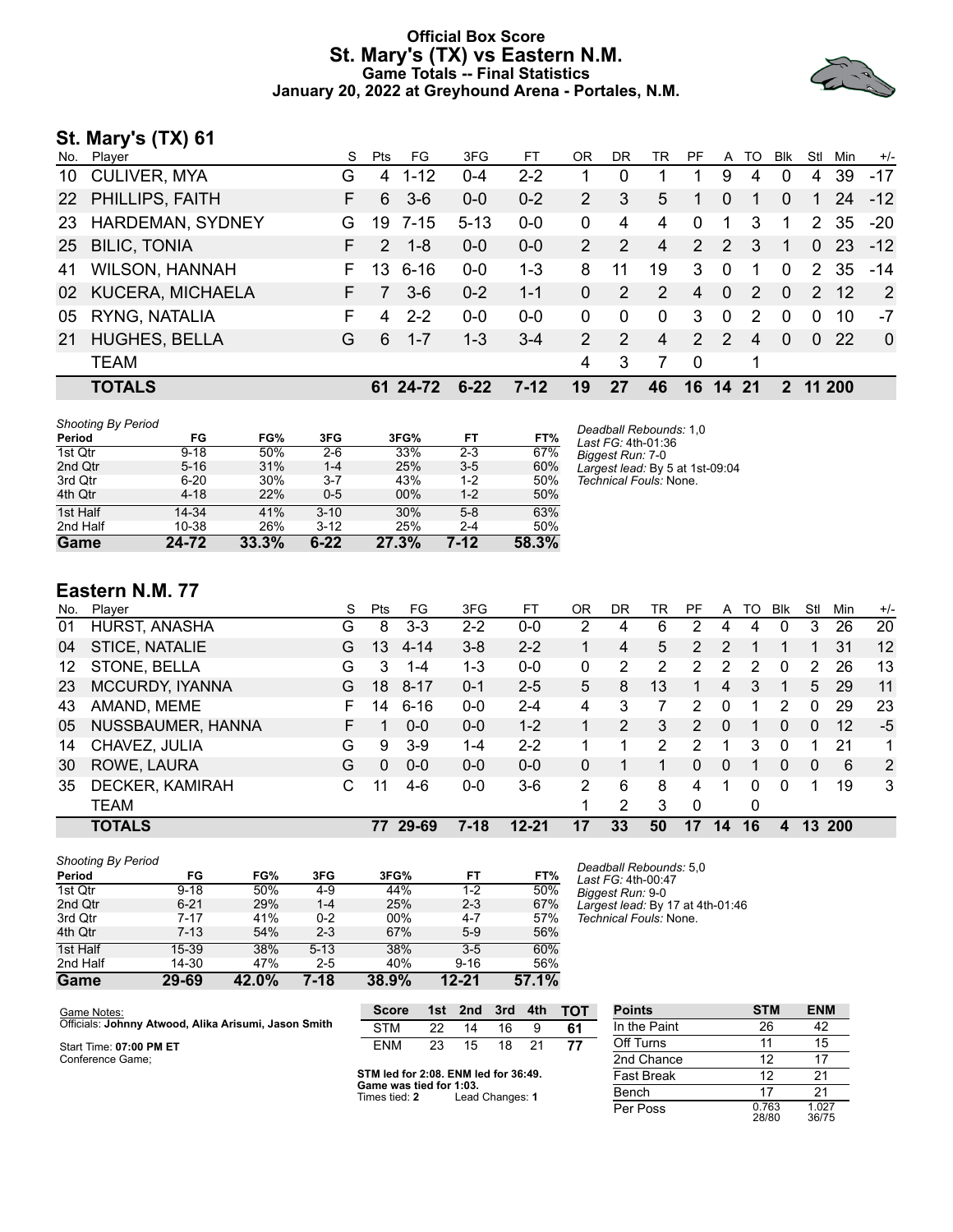# Official Box Score
## St. Mary's (TX) vs Eastern N.M.
### Game Totals -- Final Statistics
### January 20, 2022 at Greyhound Arena - Portales, N.M.

## St. Mary's (TX) 61

| No. | Player | S | Pts | FG | 3FG | FT | OR | DR | TR | PF | A | TO | Blk | Stl | Min | +/- |
|---|---|---|---|---|---|---|---|---|---|---|---|---|---|---|---|---|
| 10 | CULIVER, MYA | G | 4 | 1-12 | 0-4 | 2-2 | 1 | 0 | 1 | 1 | 9 | 4 | 0 | 4 | 39 | -17 |
| 22 | PHILLIPS, FAITH | F | 6 | 3-6 | 0-0 | 0-2 | 2 | 3 | 5 | 1 | 0 | 1 | 0 | 1 | 24 | -12 |
| 23 | HARDEMAN, SYDNEY | G | 19 | 7-15 | 5-13 | 0-0 | 0 | 4 | 4 | 0 | 1 | 3 | 1 | 2 | 35 | -20 |
| 25 | BILIC, TONIA | F | 2 | 1-8 | 0-0 | 0-0 | 2 | 2 | 4 | 2 | 2 | 3 | 1 | 0 | 23 | -12 |
| 41 | WILSON, HANNAH | F | 13 | 6-16 | 0-0 | 1-3 | 8 | 11 | 19 | 3 | 0 | 1 | 0 | 2 | 35 | -14 |
| 02 | KUCERA, MICHAELA | F | 7 | 3-6 | 0-2 | 1-1 | 0 | 2 | 2 | 4 | 0 | 2 | 0 | 2 | 12 | 2 |
| 05 | RYNG, NATALIA | F | 4 | 2-2 | 0-0 | 0-0 | 0 | 0 | 0 | 3 | 0 | 2 | 0 | 0 | 10 | -7 |
| 21 | HUGHES, BELLA | G | 6 | 1-7 | 1-3 | 3-4 | 2 | 2 | 4 | 2 | 2 | 4 | 0 | 0 | 22 | 0 |
| | TEAM | | | | | | 4 | 3 | 7 | 0 | | 1 | | | | |
| | **TOTALS** | | **61** | **24-72** | **6-22** | **7-12** | **19** | **27** | **46** | **16** | **14** | **21** | **2** | **11** | **200** | |

*Shooting By Period*

| Period | FG | FG% | 3FG | 3FG% | FT | FT% |
|---|---|---|---|---|---|---|
| 1st Qtr | 9-18 | 50% | 2-6 | 33% | 2-3 | 67% |
| 2nd Qtr | 5-16 | 31% | 1-4 | 25% | 3-5 | 60% |
| 3rd Qtr | 6-20 | 30% | 3-7 | 43% | 1-2 | 50% |
| 4th Qtr | 4-18 | 22% | 0-5 | 00% | 1-2 | 50% |
| 1st Half | 14-34 | 41% | 3-10 | 30% | 5-8 | 63% |
| 2nd Half | 10-38 | 26% | 3-12 | 25% | 2-4 | 50% |
| **Game** | **24-72** | **33.3%** | **6-22** | **27.3%** | **7-12** | **58.3%** |

*Deadball Rebounds:* 1,0
*Last FG:* 4th-01:36
*Biggest Run:* 7-0
*Largest lead:* By 5 at 1st-09:04
*Technical Fouls:* None.

## Eastern N.M. 77

| No. | Player | S | Pts | FG | 3FG | FT | OR | DR | TR | PF | A | TO | Blk | Stl | Min | +/- |
|---|---|---|---|---|---|---|---|---|---|---|---|---|---|---|---|---|
| 01 | HURST, ANASHA | G | 8 | 3-3 | 2-2 | 0-0 | 2 | 4 | 6 | 2 | 4 | 4 | 0 | 3 | 26 | 20 |
| 04 | STICE, NATALIE | G | 13 | 4-14 | 3-8 | 2-2 | 1 | 4 | 5 | 2 | 2 | 1 | 1 | 1 | 31 | 12 |
| 12 | STONE, BELLA | G | 3 | 1-4 | 1-3 | 0-0 | 0 | 2 | 2 | 2 | 2 | 2 | 0 | 2 | 26 | 13 |
| 23 | MCCURDY, IYANNA | G | 18 | 8-17 | 0-1 | 2-5 | 5 | 8 | 13 | 1 | 4 | 3 | 1 | 5 | 29 | 11 |
| 43 | AMAND, MEME | F | 14 | 6-16 | 0-0 | 2-4 | 4 | 3 | 7 | 2 | 0 | 1 | 2 | 0 | 29 | 23 |
| 05 | NUSSBAUMER, HANNA | F | 1 | 0-0 | 0-0 | 1-2 | 1 | 2 | 3 | 2 | 0 | 1 | 0 | 0 | 12 | -5 |
| 14 | CHAVEZ, JULIA | G | 9 | 3-9 | 1-4 | 2-2 | 1 | 1 | 2 | 2 | 1 | 3 | 0 | 1 | 21 | 1 |
| 30 | ROWE, LAURA | G | 0 | 0-0 | 0-0 | 0-0 | 0 | 1 | 1 | 0 | 0 | 1 | 0 | 0 | 6 | 2 |
| 35 | DECKER, KAMIRAH | C | 11 | 4-6 | 0-0 | 3-6 | 2 | 6 | 8 | 4 | 1 | 0 | 0 | 1 | 19 | 3 |
| | TEAM | | | | | | 1 | 2 | 3 | 0 | | 0 | | | | |
| | **TOTALS** | | **77** | **29-69** | **7-18** | **12-21** | **17** | **33** | **50** | **17** | **14** | **16** | **4** | **13** | **200** | |

*Shooting By Period*

| Period | FG | FG% | 3FG | 3FG% | FT | FT% |
|---|---|---|---|---|---|---|
| 1st Qtr | 9-18 | 50% | 4-9 | 44% | 1-2 | 50% |
| 2nd Qtr | 6-21 | 29% | 1-4 | 25% | 2-3 | 67% |
| 3rd Qtr | 7-17 | 41% | 0-2 | 00% | 4-7 | 57% |
| 4th Qtr | 7-13 | 54% | 2-3 | 67% | 5-9 | 56% |
| 1st Half | 15-39 | 38% | 5-13 | 38% | 3-5 | 60% |
| 2nd Half | 14-30 | 47% | 2-5 | 40% | 9-16 | 56% |
| **Game** | **29-69** | **42.0%** | **7-18** | **38.9%** | **12-21** | **57.1%** |

*Deadball Rebounds:* 5,0
*Last FG:* 4th-00:47
*Biggest Run:* 9-0
*Largest lead:* By 17 at 4th-01:46
*Technical Fouls:* None.

Game Notes:
Officials: **Johnny Atwood, Alika Arisumi, Jason Smith**

Start Time: **07:00 PM ET**
Conference Game;

| Score | 1st | 2nd | 3rd | 4th | TOT |
|---|---|---|---|---|---|
| STM | 22 | 14 | 16 | 9 | **61** |
| ENM | 23 | 15 | 18 | 21 | **77** |

**STM led for 2:08. ENM led for 36:49.**
**Game was tied for 1:03.**
Times tied: **2** Lead Changes: **1**

| Points | STM | ENM |
|---|---|---|
| In the Paint | 26 | 42 |
| Off Turns | 11 | 15 |
| 2nd Chance | 12 | 17 |
| Fast Break | 12 | 21 |
| Bench | 17 | 21 |
| Per Poss | 0.763 28/80 | 1.027 36/75 |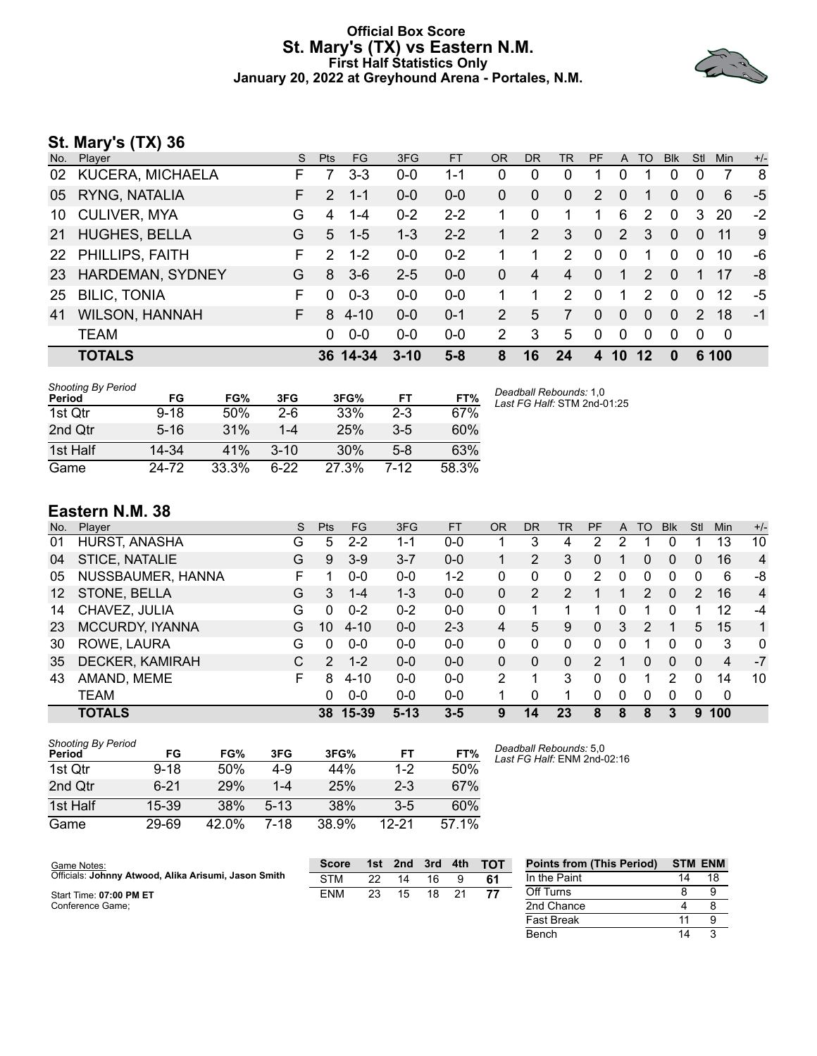# Official Box Score
## St. Mary's (TX) vs Eastern N.M.
### First Half Statistics Only
### January 20, 2022 at Greyhound Arena - Portales, N.M.

## St. Mary's (TX) 36

| No. | Player | S | Pts | FG | 3FG | FT | OR | DR | TR | PF | A | TO | Blk | Stl | Min | +/- |
|---|---|---|---|---|---|---|---|---|---|---|---|---|---|---|---|---|
| 02 | KUCERA, MICHAELA | F | 7 | 3-3 | 0-0 | 1-1 | 0 | 0 | 0 | 1 | 0 | 1 | 0 | 0 | 7 | 8 |
| 05 | RYNG, NATALIA | F | 2 | 1-1 | 0-0 | 0-0 | 0 | 0 | 0 | 2 | 0 | 1 | 0 | 0 | 6 | -5 |
| 10 | CULIVER, MYA | G | 4 | 1-4 | 0-2 | 2-2 | 1 | 0 | 1 | 1 | 6 | 2 | 0 | 3 | 20 | -2 |
| 21 | HUGHES, BELLA | G | 5 | 1-5 | 1-3 | 2-2 | 1 | 2 | 3 | 0 | 2 | 3 | 0 | 0 | 11 | 9 |
| 22 | PHILLIPS, FAITH | F | 2 | 1-2 | 0-0 | 0-2 | 1 | 1 | 2 | 0 | 0 | 1 | 0 | 0 | 10 | -6 |
| 23 | HARDEMAN, SYDNEY | G | 8 | 3-6 | 2-5 | 0-0 | 0 | 4 | 4 | 0 | 1 | 2 | 0 | 1 | 17 | -8 |
| 25 | BILIC, TONIA | F | 0 | 0-3 | 0-0 | 0-0 | 1 | 1 | 2 | 0 | 1 | 2 | 0 | 0 | 12 | -5 |
| 41 | WILSON, HANNAH | F | 8 | 4-10 | 0-0 | 0-1 | 2 | 5 | 7 | 0 | 0 | 0 | 0 | 2 | 18 | -1 |
| | TEAM | | 0 | 0-0 | 0-0 | 0-0 | 2 | 3 | 5 | 0 | 0 | 0 | 0 | 0 | 0 | |
| | **TOTALS** | | **36** | **14-34** | **3-10** | **5-8** | **8** | **16** | **24** | **4** | **10** | **12** | **0** | **6** | **100** | |

*Shooting By Period*

| Period | FG | FG% | 3FG | 3FG% | FT | FT% |
|---|---|---|---|---|---|---|
| 1st Qtr | 9-18 | 50% | 2-6 | 33% | 2-3 | 67% |
| 2nd Qtr | 5-16 | 31% | 1-4 | 25% | 3-5 | 60% |
| 1st Half | 14-34 | 41% | 3-10 | 30% | 5-8 | 63% |
| Game | 24-72 | 33.3% | 6-22 | 27.3% | 7-12 | 58.3% |

*Deadball Rebounds:* 1,0
*Last FG Half:* STM 2nd-01:25

## Eastern N.M. 38

| No. | Player | S | Pts | FG | 3FG | FT | OR | DR | TR | PF | A | TO | Blk | Stl | Min | +/- |
|---|---|---|---|---|---|---|---|---|---|---|---|---|---|---|---|---|
| 01 | HURST, ANASHA | G | 5 | 2-2 | 1-1 | 0-0 | 1 | 3 | 4 | 2 | 2 | 1 | 0 | 1 | 13 | 10 |
| 04 | STICE, NATALIE | G | 9 | 3-9 | 3-7 | 0-0 | 1 | 2 | 3 | 0 | 1 | 0 | 0 | 0 | 16 | 4 |
| 05 | NUSSBAUMER, HANNA | F | 1 | 0-0 | 0-0 | 1-2 | 0 | 0 | 0 | 2 | 0 | 0 | 0 | 0 | 6 | -8 |
| 12 | STONE, BELLA | G | 3 | 1-4 | 1-3 | 0-0 | 0 | 2 | 2 | 1 | 1 | 2 | 0 | 2 | 16 | 4 |
| 14 | CHAVEZ, JULIA | G | 0 | 0-2 | 0-2 | 0-0 | 0 | 1 | 1 | 1 | 0 | 1 | 0 | 1 | 12 | -4 |
| 23 | MCCURDY, IYANNA | G | 10 | 4-10 | 0-0 | 2-3 | 4 | 5 | 9 | 0 | 3 | 2 | 1 | 5 | 15 | 1 |
| 30 | ROWE, LAURA | G | 0 | 0-0 | 0-0 | 0-0 | 0 | 0 | 0 | 0 | 0 | 1 | 0 | 0 | 3 | 0 |
| 35 | DECKER, KAMIRAH | C | 2 | 1-2 | 0-0 | 0-0 | 0 | 0 | 0 | 2 | 1 | 0 | 0 | 0 | 4 | -7 |
| 43 | AMAND, MEME | F | 8 | 4-10 | 0-0 | 0-0 | 2 | 1 | 3 | 0 | 0 | 1 | 2 | 0 | 14 | 10 |
| | TEAM | | 0 | 0-0 | 0-0 | 0-0 | 1 | 0 | 1 | 0 | 0 | 0 | 0 | 0 | 0 | |
| | **TOTALS** | | **38** | **15-39** | **5-13** | **3-5** | **9** | **14** | **23** | **8** | **8** | **8** | **3** | **9** | **100** | |

*Shooting By Period*

| Period | FG | FG% | 3FG | 3FG% | FT | FT% |
|---|---|---|---|---|---|---|
| 1st Qtr | 9-18 | 50% | 4-9 | 44% | 1-2 | 50% |
| 2nd Qtr | 6-21 | 29% | 1-4 | 25% | 2-3 | 67% |
| 1st Half | 15-39 | 38% | 5-13 | 38% | 3-5 | 60% |
| Game | 29-69 | 42.0% | 7-18 | 38.9% | 12-21 | 57.1% |

*Deadball Rebounds:* 5,0
*Last FG Half:* ENM 2nd-02:16

Game Notes:
Officials: **Johnny Atwood, Alika Arisumi, Jason Smith**
Start Time: **07:00 PM ET**
Conference Game;

| Score | 1st | 2nd | 3rd | 4th | TOT |
|---|---|---|---|---|---|
| STM | 22 | 14 | 16 | 9 | **61** |
| ENM | 23 | 15 | 18 | 21 | **77** |

| Points from (This Period) | STM | ENM |
|---|---|---|
| In the Paint | 14 | 18 |
| Off Turns | 8 | 9 |
| 2nd Chance | 4 | 8 |
| Fast Break | 11 | 9 |
| Bench | 14 | 3 |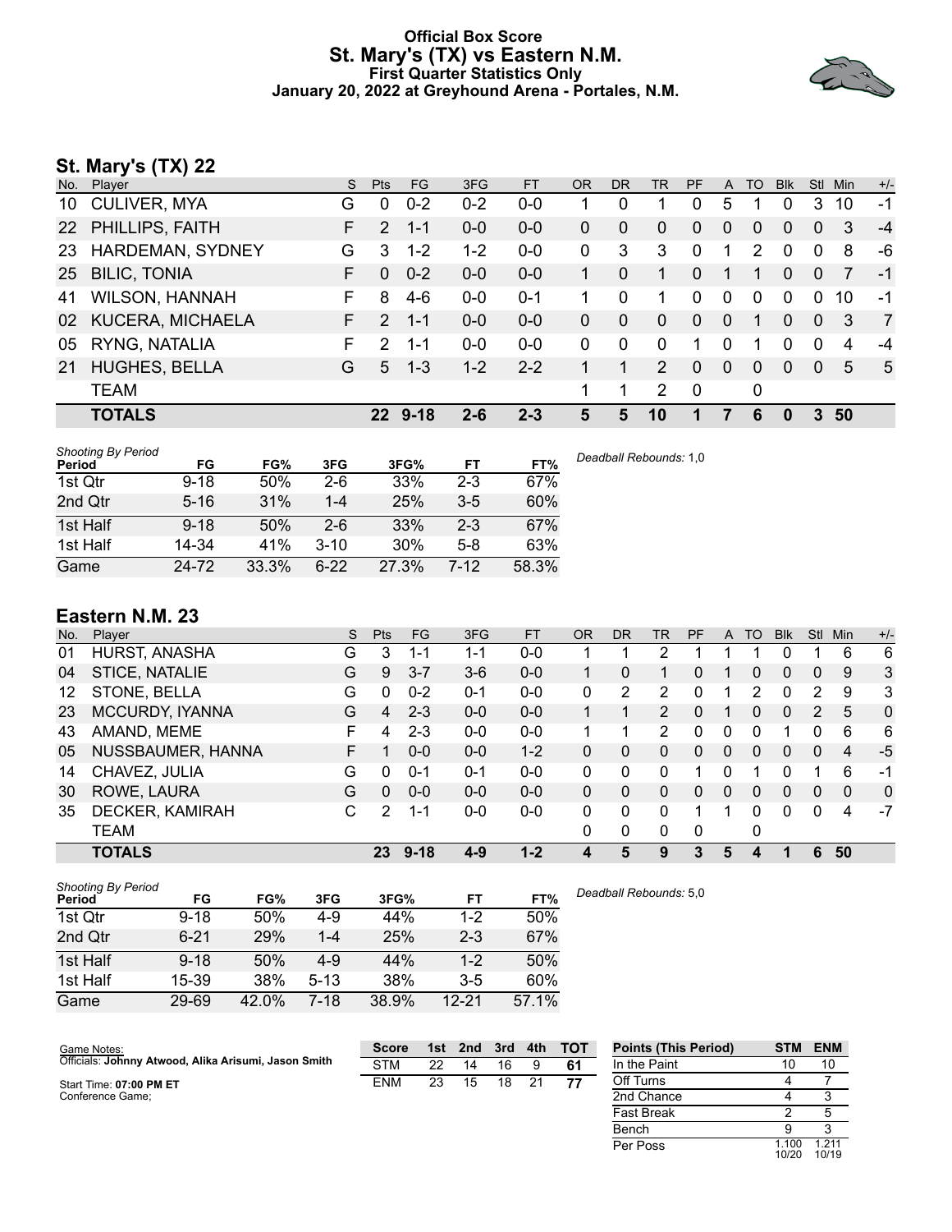# Official Box Score
## St. Mary's (TX) vs Eastern N.M.
### First Quarter Statistics Only
### January 20, 2022 at Greyhound Arena - Portales, N.M.

## St. Mary's (TX) 22

| No. | Player | S | Pts | FG | 3FG | FT | OR | DR | TR | PF | A | TO | Blk | Stl | Min | +/- |
|---|---|---|---|---|---|---|---|---|---|---|---|---|---|---|---|---|
| 10 | CULIVER, MYA | G | 0 | 0-2 | 0-2 | 0-0 | 1 | 0 | 1 | 0 | 5 | 1 | 0 | 3 | 10 | -1 |
| 22 | PHILLIPS, FAITH | F | 2 | 1-1 | 0-0 | 0-0 | 0 | 0 | 0 | 0 | 0 | 0 | 0 | 0 | 3 | -4 |
| 23 | HARDEMAN, SYDNEY | G | 3 | 1-2 | 1-2 | 0-0 | 0 | 3 | 3 | 0 | 1 | 2 | 0 | 0 | 8 | -6 |
| 25 | BILIC, TONIA | F | 0 | 0-2 | 0-0 | 0-0 | 1 | 0 | 1 | 0 | 1 | 1 | 0 | 0 | 7 | -1 |
| 41 | WILSON, HANNAH | F | 8 | 4-6 | 0-0 | 0-1 | 1 | 0 | 1 | 0 | 0 | 0 | 0 | 0 | 10 | -1 |
| 02 | KUCERA, MICHAELA | F | 2 | 1-1 | 0-0 | 0-0 | 0 | 0 | 0 | 0 | 0 | 1 | 0 | 0 | 3 | 7 |
| 05 | RYNG, NATALIA | F | 2 | 1-1 | 0-0 | 0-0 | 0 | 0 | 0 | 1 | 0 | 1 | 0 | 0 | 4 | -4 |
| 21 | HUGHES, BELLA | G | 5 | 1-3 | 1-2 | 2-2 | 1 | 1 | 2 | 0 | 0 | 0 | 0 | 0 | 5 | 5 |
| | TEAM | | | | | | 1 | 1 | 2 | 0 | | 0 | | | | |
| | **TOTALS** | | **22** | **9-18** | **2-6** | **2-3** | **5** | **5** | **10** | **1** | **7** | **6** | **0** | **3** | **50** | |

| Shooting By Period Period | FG | FG% | 3FG | 3FG% | FT | FT% |
|---|---|---|---|---|---|---|
| 1st Qtr | 9-18 | 50% | 2-6 | 33% | 2-3 | 67% |
| 2nd Qtr | 5-16 | 31% | 1-4 | 25% | 3-5 | 60% |
| 1st Half | 9-18 | 50% | 2-6 | 33% | 2-3 | 67% |
| 1st Half | 14-34 | 41% | 3-10 | 30% | 5-8 | 63% |
| Game | 24-72 | 33.3% | 6-22 | 27.3% | 7-12 | 58.3% |

*Deadball Rebounds:* 1,0

## Eastern N.M. 23

| No. | Player | S | Pts | FG | 3FG | FT | OR | DR | TR | PF | A | TO | Blk | Stl | Min | +/- |
|---|---|---|---|---|---|---|---|---|---|---|---|---|---|---|---|---|
| 01 | HURST, ANASHA | G | 3 | 1-1 | 1-1 | 0-0 | 1 | 1 | 2 | 1 | 1 | 1 | 0 | 1 | 6 | 6 |
| 04 | STICE, NATALIE | G | 9 | 3-7 | 3-6 | 0-0 | 1 | 0 | 1 | 0 | 1 | 0 | 0 | 0 | 9 | 3 |
| 12 | STONE, BELLA | G | 0 | 0-2 | 0-1 | 0-0 | 0 | 2 | 2 | 0 | 1 | 2 | 0 | 2 | 9 | 3 |
| 23 | MCCURDY, IYANNA | G | 4 | 2-3 | 0-0 | 0-0 | 1 | 1 | 2 | 0 | 1 | 0 | 0 | 2 | 5 | 0 |
| 43 | AMAND, MEME | F | 4 | 2-3 | 0-0 | 0-0 | 1 | 1 | 2 | 0 | 0 | 0 | 1 | 0 | 6 | 6 |
| 05 | NUSSBAUMER, HANNA | F | 1 | 0-0 | 0-0 | 1-2 | 0 | 0 | 0 | 0 | 0 | 0 | 0 | 0 | 4 | -5 |
| 14 | CHAVEZ, JULIA | G | 0 | 0-1 | 0-1 | 0-0 | 0 | 0 | 0 | 1 | 0 | 1 | 0 | 1 | 6 | -1 |
| 30 | ROWE, LAURA | G | 0 | 0-0 | 0-0 | 0-0 | 0 | 0 | 0 | 0 | 0 | 0 | 0 | 0 | 0 | 0 |
| 35 | DECKER, KAMIRAH | C | 2 | 1-1 | 0-0 | 0-0 | 0 | 0 | 0 | 1 | 1 | 0 | 0 | 0 | 4 | -7 |
| | TEAM | | | | | | 0 | 0 | 0 | 0 | | 0 | | | | |
| | **TOTALS** | | **23** | **9-18** | **4-9** | **1-2** | **4** | **5** | **9** | **3** | **5** | **4** | **1** | **6** | **50** | |

| Shooting By Period Period | FG | FG% | 3FG | 3FG% | FT | FT% |
|---|---|---|---|---|---|---|
| 1st Qtr | 9-18 | 50% | 4-9 | 44% | 1-2 | 50% |
| 2nd Qtr | 6-21 | 29% | 1-4 | 25% | 2-3 | 67% |
| 1st Half | 9-18 | 50% | 4-9 | 44% | 1-2 | 50% |
| 1st Half | 15-39 | 38% | 5-13 | 38% | 3-5 | 60% |
| Game | 29-69 | 42.0% | 7-18 | 38.9% | 12-21 | 57.1% |

*Deadball Rebounds:* 5,0

Game Notes:
Officials: **Johnny Atwood, Alika Arisumi, Jason Smith**

Start Time: **07:00 PM ET**
Conference Game;

| Score | 1st | 2nd | 3rd | 4th | TOT |
|---|---|---|---|---|---|
| STM | 22 | 14 | 16 | 9 | **61** |
| ENM | 23 | 15 | 18 | 21 | **77** |

| Points (This Period) | STM | ENM |
|---|---|---|
| In the Paint | 10 | 10 |
| Off Turns | 4 | 7 |
| 2nd Chance | 4 | 3 |
| Fast Break | 2 | 5 |
| Bench | 9 | 3 |
| Per Poss | 1.100 10/20 | 1.211 10/19 |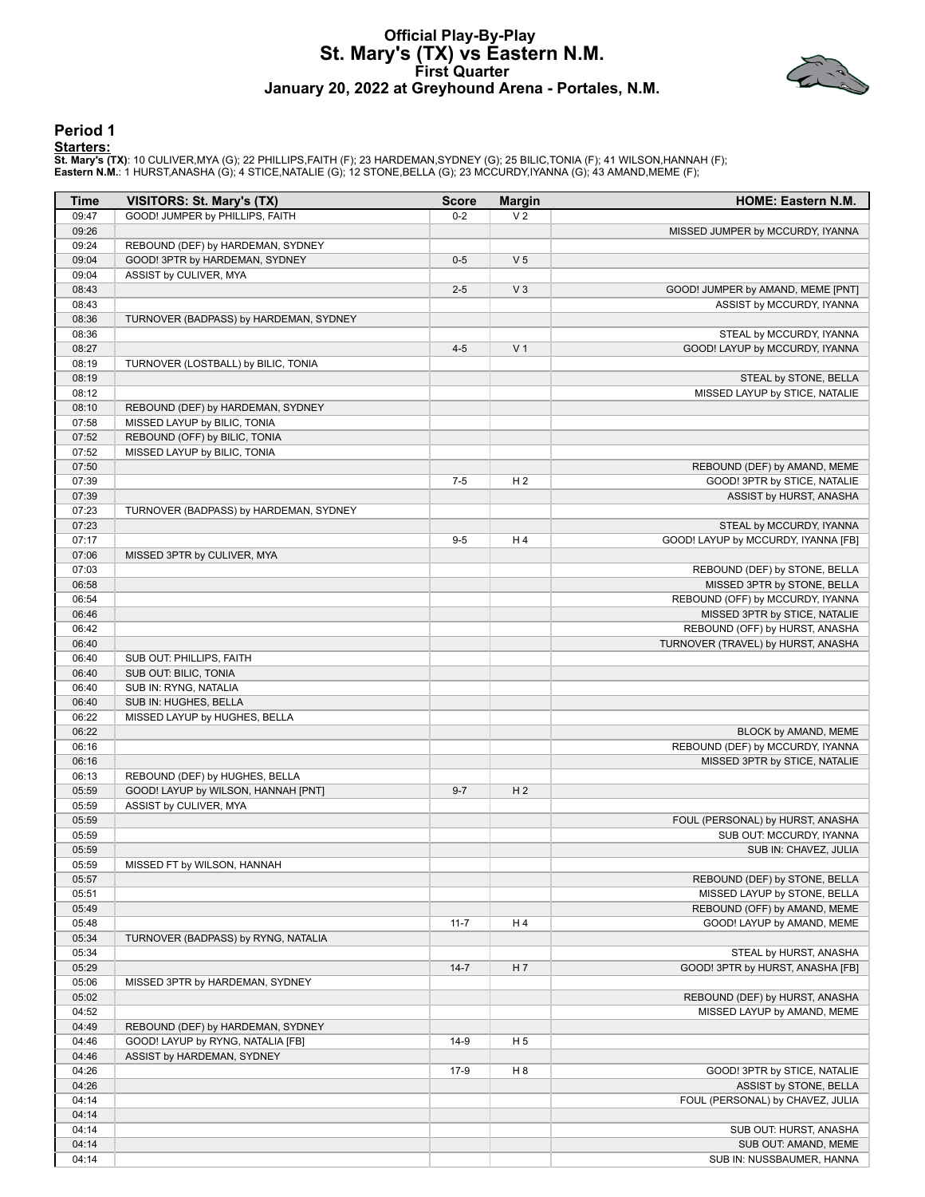# Official Play-By-Play
## St. Mary's (TX) vs Eastern N.M.
### First Quarter
### January 20, 2022 at Greyhound Arena - Portales, N.M.

## Period 1

**Starters:**

**St. Mary's (TX)**: 10 CULIVER,MYA (G); 22 PHILLIPS,FAITH (F); 23 HARDEMAN,SYDNEY (G); 25 BILIC,TONIA (F); 41 WILSON,HANNAH (F);
**Eastern N.M.**: 1 HURST,ANASHA (G); 4 STICE,NATALIE (G); 12 STONE,BELLA (G); 23 MCCURDY,IYANNA (G); 43 AMAND,MEME (F);

| Time | VISITORS: St. Mary's (TX) | Score | Margin | HOME: Eastern N.M. |
|---|---|---|---|---|
| 09:47 | GOOD! JUMPER by PHILLIPS, FAITH | 0-2 | V 2 | |
| 09:26 | | | | MISSED JUMPER by MCCURDY, IYANNA |
| 09:24 | REBOUND (DEF) by HARDEMAN, SYDNEY | | | |
| 09:04 | GOOD! 3PTR by HARDEMAN, SYDNEY | 0-5 | V 5 | |
| 09:04 | ASSIST by CULIVER, MYA | | | |
| 08:43 | | 2-5 | V 3 | GOOD! JUMPER by AMAND, MEME [PNT] |
| 08:43 | | | | ASSIST by MCCURDY, IYANNA |
| 08:36 | TURNOVER (BADPASS) by HARDEMAN, SYDNEY | | | |
| 08:36 | | | | STEAL by MCCURDY, IYANNA |
| 08:27 | | 4-5 | V 1 | GOOD! LAYUP by MCCURDY, IYANNA |
| 08:19 | TURNOVER (LOSTBALL) by BILIC, TONIA | | | |
| 08:19 | | | | STEAL by STONE, BELLA |
| 08:12 | | | | MISSED LAYUP by STICE, NATALIE |
| 08:10 | REBOUND (DEF) by HARDEMAN, SYDNEY | | | |
| 07:58 | MISSED LAYUP by BILIC, TONIA | | | |
| 07:52 | REBOUND (OFF) by BILIC, TONIA | | | |
| 07:52 | MISSED LAYUP by BILIC, TONIA | | | |
| 07:50 | | | | REBOUND (DEF) by AMAND, MEME |
| 07:39 | | 7-5 | H 2 | GOOD! 3PTR by STICE, NATALIE |
| 07:39 | | | | ASSIST by HURST, ANASHA |
| 07:23 | TURNOVER (BADPASS) by HARDEMAN, SYDNEY | | | |
| 07:23 | | | | STEAL by MCCURDY, IYANNA |
| 07:17 | | 9-5 | H 4 | GOOD! LAYUP by MCCURDY, IYANNA [FB] |
| 07:06 | MISSED 3PTR by CULIVER, MYA | | | |
| 07:03 | | | | REBOUND (DEF) by STONE, BELLA |
| 06:58 | | | | MISSED 3PTR by STONE, BELLA |
| 06:54 | | | | REBOUND (OFF) by MCCURDY, IYANNA |
| 06:46 | | | | MISSED 3PTR by STICE, NATALIE |
| 06:42 | | | | REBOUND (OFF) by HURST, ANASHA |
| 06:40 | | | | TURNOVER (TRAVEL) by HURST, ANASHA |
| 06:40 | SUB OUT: PHILLIPS, FAITH | | | |
| 06:40 | SUB OUT: BILIC, TONIA | | | |
| 06:40 | SUB IN: RYNG, NATALIA | | | |
| 06:40 | SUB IN: HUGHES, BELLA | | | |
| 06:22 | MISSED LAYUP by HUGHES, BELLA | | | |
| 06:22 | | | | BLOCK by AMAND, MEME |
| 06:16 | | | | REBOUND (DEF) by MCCURDY, IYANNA |
| 06:16 | | | | MISSED 3PTR by STICE, NATALIE |
| 06:13 | REBOUND (DEF) by HUGHES, BELLA | | | |
| 05:59 | GOOD! LAYUP by WILSON, HANNAH [PNT] | 9-7 | H 2 | |
| 05:59 | ASSIST by CULIVER, MYA | | | |
| 05:59 | | | | FOUL (PERSONAL) by HURST, ANASHA |
| 05:59 | | | | SUB OUT: MCCURDY, IYANNA |
| 05:59 | | | | SUB IN: CHAVEZ, JULIA |
| 05:59 | MISSED FT by WILSON, HANNAH | | | |
| 05:57 | | | | REBOUND (DEF) by STONE, BELLA |
| 05:51 | | | | MISSED LAYUP by STONE, BELLA |
| 05:49 | | | | REBOUND (OFF) by AMAND, MEME |
| 05:48 | | 11-7 | H 4 | GOOD! LAYUP by AMAND, MEME |
| 05:34 | TURNOVER (BADPASS) by RYNG, NATALIA | | | |
| 05:34 | | | | STEAL by HURST, ANASHA |
| 05:29 | | 14-7 | H 7 | GOOD! 3PTR by HURST, ANASHA [FB] |
| 05:06 | MISSED 3PTR by HARDEMAN, SYDNEY | | | |
| 05:02 | | | | REBOUND (DEF) by HURST, ANASHA |
| 04:52 | | | | MISSED LAYUP by AMAND, MEME |
| 04:49 | REBOUND (DEF) by HARDEMAN, SYDNEY | | | |
| 04:46 | GOOD! LAYUP by RYNG, NATALIA [FB] | 14-9 | H 5 | |
| 04:46 | ASSIST by HARDEMAN, SYDNEY | | | |
| 04:26 | | 17-9 | H 8 | GOOD! 3PTR by STICE, NATALIE |
| 04:26 | | | | ASSIST by STONE, BELLA |
| 04:14 | | | | FOUL (PERSONAL) by CHAVEZ, JULIA |
| 04:14 | | | | |
| 04:14 | | | | SUB OUT: HURST, ANASHA |
| 04:14 | | | | SUB OUT: AMAND, MEME |
| 04:14 | | | | SUB IN: NUSSBAUMER, HANNA |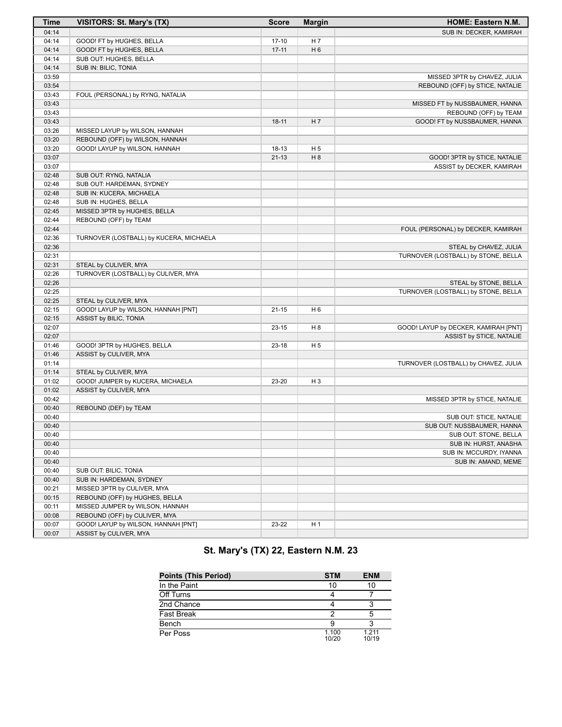| Time | VISITORS: St. Mary's (TX) | Score | Margin | HOME: Eastern N.M. |
|---|---|---|---|---|
| 04:14 | | | | SUB IN: DECKER, KAMIRAH |
| 04:14 | GOOD! FT by HUGHES, BELLA | 17-10 | H 7 | |
| 04:14 | GOOD! FT by HUGHES, BELLA | 17-11 | H 6 | |
| 04:14 | SUB OUT: HUGHES, BELLA | | | |
| 04:14 | SUB IN: BILIC, TONIA | | | |
| 03:59 | | | | MISSED 3PTR by CHAVEZ, JULIA |
| 03:54 | | | | REBOUND (OFF) by STICE, NATALIE |
| 03:43 | FOUL (PERSONAL) by RYNG, NATALIA | | | |
| 03:43 | | | | MISSED FT by NUSSBAUMER, HANNA |
| 03:43 | | | | REBOUND (OFF) by TEAM |
| 03:43 | | 18-11 | H 7 | GOOD! FT by NUSSBAUMER, HANNA |
| 03:26 | MISSED LAYUP by WILSON, HANNAH | | | |
| 03:20 | REBOUND (OFF) by WILSON, HANNAH | | | |
| 03:20 | GOOD! LAYUP by WILSON, HANNAH | 18-13 | H 5 | |
| 03:07 | | 21-13 | H 8 | GOOD! 3PTR by STICE, NATALIE |
| 03:07 | | | | ASSIST by DECKER, KAMIRAH |
| 02:48 | SUB OUT: RYNG, NATALIA | | | |
| 02:48 | SUB OUT: HARDEMAN, SYDNEY | | | |
| 02:48 | SUB IN: KUCERA, MICHAELA | | | |
| 02:48 | SUB IN: HUGHES, BELLA | | | |
| 02:45 | MISSED 3PTR by HUGHES, BELLA | | | |
| 02:44 | REBOUND (OFF) by TEAM | | | |
| 02:44 | | | | FOUL (PERSONAL) by DECKER, KAMIRAH |
| 02:36 | TURNOVER (LOSTBALL) by KUCERA, MICHAELA | | | |
| 02:36 | | | | STEAL by CHAVEZ, JULIA |
| 02:31 | | | | TURNOVER (LOSTBALL) by STONE, BELLA |
| 02:31 | STEAL by CULIVER, MYA | | | |
| 02:26 | TURNOVER (LOSTBALL) by CULIVER, MYA | | | |
| 02:26 | | | | STEAL by STONE, BELLA |
| 02:25 | | | | TURNOVER (LOSTBALL) by STONE, BELLA |
| 02:25 | STEAL by CULIVER, MYA | | | |
| 02:15 | GOOD! LAYUP by WILSON, HANNAH [PNT] | 21-15 | H 6 | |
| 02:15 | ASSIST by BILIC, TONIA | | | |
| 02:07 | | 23-15 | H 8 | GOOD! LAYUP by DECKER, KAMIRAH [PNT] |
| 02:07 | | | | ASSIST by STICE, NATALIE |
| 01:46 | GOOD! 3PTR by HUGHES, BELLA | 23-18 | H 5 | |
| 01:46 | ASSIST by CULIVER, MYA | | | |
| 01:14 | | | | TURNOVER (LOSTBALL) by CHAVEZ, JULIA |
| 01:14 | STEAL by CULIVER, MYA | | | |
| 01:02 | GOOD! JUMPER by KUCERA, MICHAELA | 23-20 | H 3 | |
| 01:02 | ASSIST by CULIVER, MYA | | | |
| 00:42 | | | | MISSED 3PTR by STICE, NATALIE |
| 00:40 | REBOUND (DEF) by TEAM | | | |
| 00:40 | | | | SUB OUT: STICE, NATALIE |
| 00:40 | | | | SUB OUT: NUSSBAUMER, HANNA |
| 00:40 | | | | SUB OUT: STONE, BELLA |
| 00:40 | | | | SUB IN: HURST, ANASHA |
| 00:40 | | | | SUB IN: MCCURDY, IYANNA |
| 00:40 | | | | SUB IN: AMAND, MEME |
| 00:40 | SUB OUT: BILIC, TONIA | | | |
| 00:40 | SUB IN: HARDEMAN, SYDNEY | | | |
| 00:21 | MISSED 3PTR by CULIVER, MYA | | | |
| 00:15 | REBOUND (OFF) by HUGHES, BELLA | | | |
| 00:11 | MISSED JUMPER by WILSON, HANNAH | | | |
| 00:08 | REBOUND (OFF) by CULIVER, MYA | | | |
| 00:07 | GOOD! LAYUP by WILSON, HANNAH [PNT] | 23-22 | H 1 | |
| 00:07 | ASSIST by CULIVER, MYA | | | |

## St. Mary's (TX) 22, Eastern N.M. 23

| Points (This Period) | STM | ENM |
|---|---|---|
| In the Paint | 10 | 10 |
| Off Turns | 4 | 7 |
| 2nd Chance | 4 | 3 |
| Fast Break | 2 | 5 |
| Bench | 9 | 3 |
| Per Poss | 1.100 10/20 | 1.211 10/19 |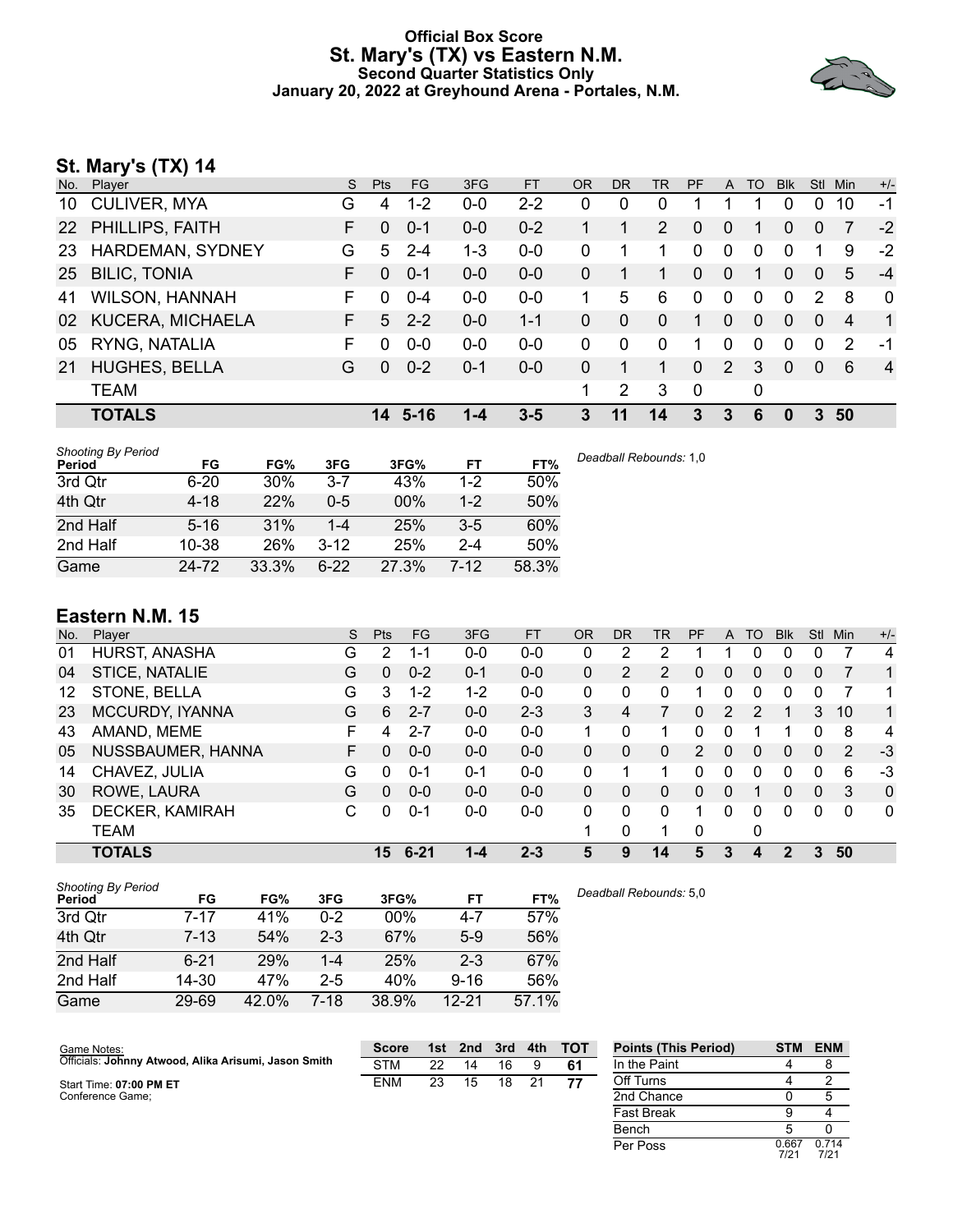# Official Box Score
## St. Mary's (TX) vs Eastern N.M.
### Second Quarter Statistics Only
### January 20, 2022 at Greyhound Arena - Portales, N.M.

## St. Mary's (TX) 14

| No. | Player | S | Pts | FG | 3FG | FT | OR | DR | TR | PF | A | TO | Blk | Stl | Min | +/- |
|---|---|---|---|---|---|---|---|---|---|---|---|---|---|---|---|---|
| 10 | CULIVER, MYA | G | 4 | 1-2 | 0-0 | 2-2 | 0 | 0 | 0 | 1 | 1 | 1 | 0 | 0 | 10 | -1 |
| 22 | PHILLIPS, FAITH | F | 0 | 0-1 | 0-0 | 0-2 | 1 | 1 | 2 | 0 | 0 | 1 | 0 | 0 | 7 | -2 |
| 23 | HARDEMAN, SYDNEY | G | 5 | 2-4 | 1-3 | 0-0 | 0 | 1 | 1 | 0 | 0 | 0 | 0 | 1 | 9 | -2 |
| 25 | BILIC, TONIA | F | 0 | 0-1 | 0-0 | 0-0 | 0 | 1 | 1 | 0 | 0 | 1 | 0 | 0 | 5 | -4 |
| 41 | WILSON, HANNAH | F | 0 | 0-4 | 0-0 | 0-0 | 1 | 5 | 6 | 0 | 0 | 0 | 0 | 2 | 8 | 0 |
| 02 | KUCERA, MICHAELA | F | 5 | 2-2 | 0-0 | 1-1 | 0 | 0 | 0 | 1 | 0 | 0 | 0 | 0 | 4 | 1 |
| 05 | RYNG, NATALIA | F | 0 | 0-0 | 0-0 | 0-0 | 0 | 0 | 0 | 1 | 0 | 0 | 0 | 0 | 2 | -1 |
| 21 | HUGHES, BELLA | G | 0 | 0-2 | 0-1 | 0-0 | 0 | 1 | 1 | 0 | 2 | 3 | 0 | 0 | 6 | 4 |
| | TEAM | | | | | | 1 | 2 | 3 | 0 | | 0 | | | | |
| | **TOTALS** | | **14** | **5-16** | **1-4** | **3-5** | **3** | **11** | **14** | **3** | **3** | **6** | **0** | **3** | **50** | |

*Shooting By Period*

| Period | FG | FG% | 3FG | 3FG% | FT | FT% |
|---|---|---|---|---|---|---|
| 3rd Qtr | 6-20 | 30% | 3-7 | 43% | 1-2 | 50% |
| 4th Qtr | 4-18 | 22% | 0-5 | 00% | 1-2 | 50% |
| 2nd Half | 5-16 | 31% | 1-4 | 25% | 3-5 | 60% |
| 2nd Half | 10-38 | 26% | 3-12 | 25% | 2-4 | 50% |
| Game | 24-72 | 33.3% | 6-22 | 27.3% | 7-12 | 58.3% |

*Deadball Rebounds:* 1,0

## Eastern N.M. 15

| No. | Player | S | Pts | FG | 3FG | FT | OR | DR | TR | PF | A | TO | Blk | Stl | Min | +/- |
|---|---|---|---|---|---|---|---|---|---|---|---|---|---|---|---|---|
| 01 | HURST, ANASHA | G | 2 | 1-1 | 0-0 | 0-0 | 0 | 2 | 2 | 1 | 1 | 0 | 0 | 0 | 7 | 4 |
| 04 | STICE, NATALIE | G | 0 | 0-2 | 0-1 | 0-0 | 0 | 2 | 2 | 0 | 0 | 0 | 0 | 0 | 7 | 1 |
| 12 | STONE, BELLA | G | 3 | 1-2 | 1-2 | 0-0 | 0 | 0 | 0 | 1 | 0 | 0 | 0 | 0 | 7 | 1 |
| 23 | MCCURDY, IYANNA | G | 6 | 2-7 | 0-0 | 2-3 | 3 | 4 | 7 | 0 | 2 | 2 | 1 | 3 | 10 | 1 |
| 43 | AMAND, MEME | F | 4 | 2-7 | 0-0 | 0-0 | 1 | 0 | 1 | 0 | 0 | 1 | 1 | 0 | 8 | 4 |
| 05 | NUSSBAUMER, HANNA | F | 0 | 0-0 | 0-0 | 0-0 | 0 | 0 | 0 | 2 | 0 | 0 | 0 | 0 | 2 | -3 |
| 14 | CHAVEZ, JULIA | G | 0 | 0-1 | 0-1 | 0-0 | 0 | 1 | 1 | 0 | 0 | 0 | 0 | 0 | 6 | -3 |
| 30 | ROWE, LAURA | G | 0 | 0-0 | 0-0 | 0-0 | 0 | 0 | 0 | 0 | 0 | 1 | 0 | 0 | 3 | 0 |
| 35 | DECKER, KAMIRAH | C | 0 | 0-1 | 0-0 | 0-0 | 0 | 0 | 0 | 1 | 0 | 0 | 0 | 0 | 0 | 0 |
| | TEAM | | | | | | 1 | 0 | 1 | 0 | | 0 | | | | |
| | **TOTALS** | | **15** | **6-21** | **1-4** | **2-3** | **5** | **9** | **14** | **5** | **3** | **4** | **2** | **3** | **50** | |

*Shooting By Period*

| Period | FG | FG% | 3FG | 3FG% | FT | FT% |
|---|---|---|---|---|---|---|
| 3rd Qtr | 7-17 | 41% | 0-2 | 00% | 4-7 | 57% |
| 4th Qtr | 7-13 | 54% | 2-3 | 67% | 5-9 | 56% |
| 2nd Half | 6-21 | 29% | 1-4 | 25% | 2-3 | 67% |
| 2nd Half | 14-30 | 47% | 2-5 | 40% | 9-16 | 56% |
| Game | 29-69 | 42.0% | 7-18 | 38.9% | 12-21 | 57.1% |

*Deadball Rebounds:* 5,0

Game Notes:
Officials: **Johnny Atwood, Alika Arisumi, Jason Smith**

Start Time: **07:00 PM ET**
Conference Game;

| Score | 1st | 2nd | 3rd | 4th | TOT |
|---|---|---|---|---|---|
| STM | 22 | 14 | 16 | 9 | 61 |
| ENM | 23 | 15 | 18 | 21 | 77 |

| Points (This Period) | STM | ENM |
|---|---|---|
| In the Paint | 4 | 8 |
| Off Turns | 4 | 2 |
| 2nd Chance | 0 | 5 |
| Fast Break | 9 | 4 |
| Bench | 5 | 0 |
| Per Poss | 0.667 7/21 | 0.714 7/21 |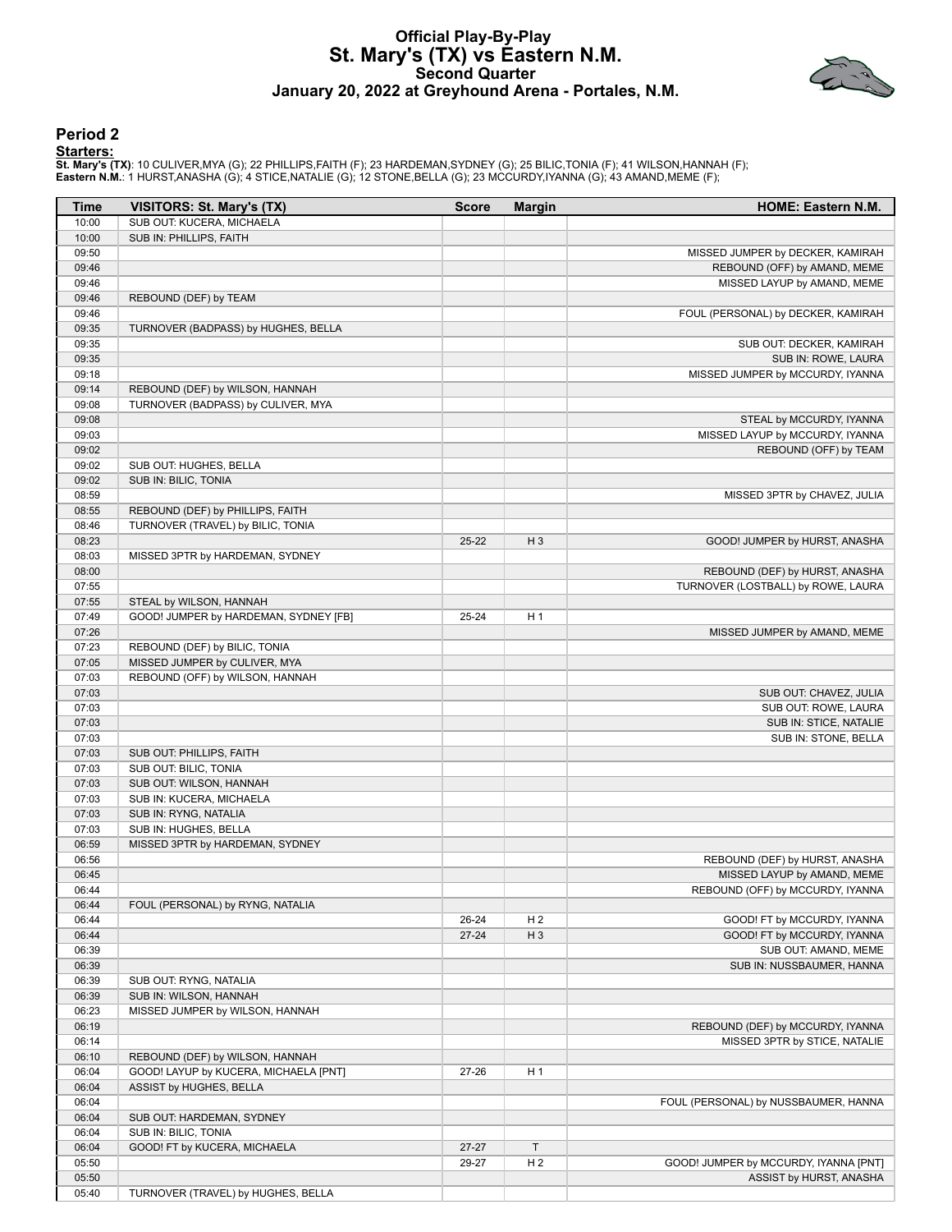# Official Play-By-Play
## St. Mary's (TX) vs Eastern N.M.
### Second Quarter
### January 20, 2022 at Greyhound Arena - Portales, N.M.

## Period 2

**Starters:**

**St. Mary's (TX)**: 10 CULIVER,MYA (G); 22 PHILLIPS,FAITH (F); 23 HARDEMAN,SYDNEY (G); 25 BILIC,TONIA (F); 41 WILSON,HANNAH (F);
**Eastern N.M.**: 1 HURST,ANASHA (G); 4 STICE,NATALIE (G); 12 STONE,BELLA (G); 23 MCCURDY,IYANNA (G); 43 AMAND,MEME (F);

| Time | VISITORS: St. Mary's (TX) | Score | Margin | HOME: Eastern N.M. |
|---|---|---|---|---|
| 10:00 | SUB OUT: KUCERA, MICHAELA | | | |
| 10:00 | SUB IN: PHILLIPS, FAITH | | | |
| 09:50 | | | | MISSED JUMPER by DECKER, KAMIRAH |
| 09:46 | | | | REBOUND (OFF) by AMAND, MEME |
| 09:46 | | | | MISSED LAYUP by AMAND, MEME |
| 09:46 | REBOUND (DEF) by TEAM | | | |
| 09:46 | | | | FOUL (PERSONAL) by DECKER, KAMIRAH |
| 09:35 | TURNOVER (BADPASS) by HUGHES, BELLA | | | |
| 09:35 | | | | SUB OUT: DECKER, KAMIRAH |
| 09:35 | | | | SUB IN: ROWE, LAURA |
| 09:18 | | | | MISSED JUMPER by MCCURDY, IYANNA |
| 09:14 | REBOUND (DEF) by WILSON, HANNAH | | | |
| 09:08 | TURNOVER (BADPASS) by CULIVER, MYA | | | |
| 09:08 | | | | STEAL by MCCURDY, IYANNA |
| 09:03 | | | | MISSED LAYUP by MCCURDY, IYANNA |
| 09:02 | | | | REBOUND (OFF) by TEAM |
| 09:02 | SUB OUT: HUGHES, BELLA | | | |
| 09:02 | SUB IN: BILIC, TONIA | | | |
| 08:59 | | | | MISSED 3PTR by CHAVEZ, JULIA |
| 08:55 | REBOUND (DEF) by PHILLIPS, FAITH | | | |
| 08:46 | TURNOVER (TRAVEL) by BILIC, TONIA | | | |
| 08:23 | | 25-22 | H 3 | GOOD! JUMPER by HURST, ANASHA |
| 08:03 | MISSED 3PTR by HARDEMAN, SYDNEY | | | |
| 08:00 | | | | REBOUND (DEF) by HURST, ANASHA |
| 07:55 | | | | TURNOVER (LOSTBALL) by ROWE, LAURA |
| 07:55 | STEAL by WILSON, HANNAH | | | |
| 07:49 | GOOD! JUMPER by HARDEMAN, SYDNEY [FB] | 25-24 | H 1 | |
| 07:26 | | | | MISSED JUMPER by AMAND, MEME |
| 07:23 | REBOUND (DEF) by BILIC, TONIA | | | |
| 07:05 | MISSED JUMPER by CULIVER, MYA | | | |
| 07:03 | REBOUND (OFF) by WILSON, HANNAH | | | |
| 07:03 | | | | SUB OUT: CHAVEZ, JULIA |
| 07:03 | | | | SUB OUT: ROWE, LAURA |
| 07:03 | | | | SUB IN: STICE, NATALIE |
| 07:03 | | | | SUB IN: STONE, BELLA |
| 07:03 | SUB OUT: PHILLIPS, FAITH | | | |
| 07:03 | SUB OUT: BILIC, TONIA | | | |
| 07:03 | SUB OUT: WILSON, HANNAH | | | |
| 07:03 | SUB IN: KUCERA, MICHAELA | | | |
| 07:03 | SUB IN: RYNG, NATALIA | | | |
| 07:03 | SUB IN: HUGHES, BELLA | | | |
| 06:59 | MISSED 3PTR by HARDEMAN, SYDNEY | | | |
| 06:56 | | | | REBOUND (DEF) by HURST, ANASHA |
| 06:45 | | | | MISSED LAYUP by AMAND, MEME |
| 06:44 | | | | REBOUND (OFF) by MCCURDY, IYANNA |
| 06:44 | FOUL (PERSONAL) by RYNG, NATALIA | | | |
| 06:44 | | 26-24 | H 2 | GOOD! FT by MCCURDY, IYANNA |
| 06:44 | | 27-24 | H 3 | GOOD! FT by MCCURDY, IYANNA |
| 06:39 | | | | SUB OUT: AMAND, MEME |
| 06:39 | | | | SUB IN: NUSSBAUMER, HANNA |
| 06:39 | SUB OUT: RYNG, NATALIA | | | |
| 06:39 | SUB IN: WILSON, HANNAH | | | |
| 06:23 | MISSED JUMPER by WILSON, HANNAH | | | |
| 06:19 | | | | REBOUND (DEF) by MCCURDY, IYANNA |
| 06:14 | | | | MISSED 3PTR by STICE, NATALIE |
| 06:10 | REBOUND (DEF) by WILSON, HANNAH | | | |
| 06:04 | GOOD! LAYUP by KUCERA, MICHAELA [PNT] | 27-26 | H 1 | |
| 06:04 | ASSIST by HUGHES, BELLA | | | |
| 06:04 | | | | FOUL (PERSONAL) by NUSSBAUMER, HANNA |
| 06:04 | SUB OUT: HARDEMAN, SYDNEY | | | |
| 06:04 | SUB IN: BILIC, TONIA | | | |
| 06:04 | GOOD! FT by KUCERA, MICHAELA | 27-27 | T | |
| 05:50 | | 29-27 | H 2 | GOOD! JUMPER by MCCURDY, IYANNA [PNT] |
| 05:50 | | | | ASSIST by HURST, ANASHA |
| 05:40 | TURNOVER (TRAVEL) by HUGHES, BELLA | | | |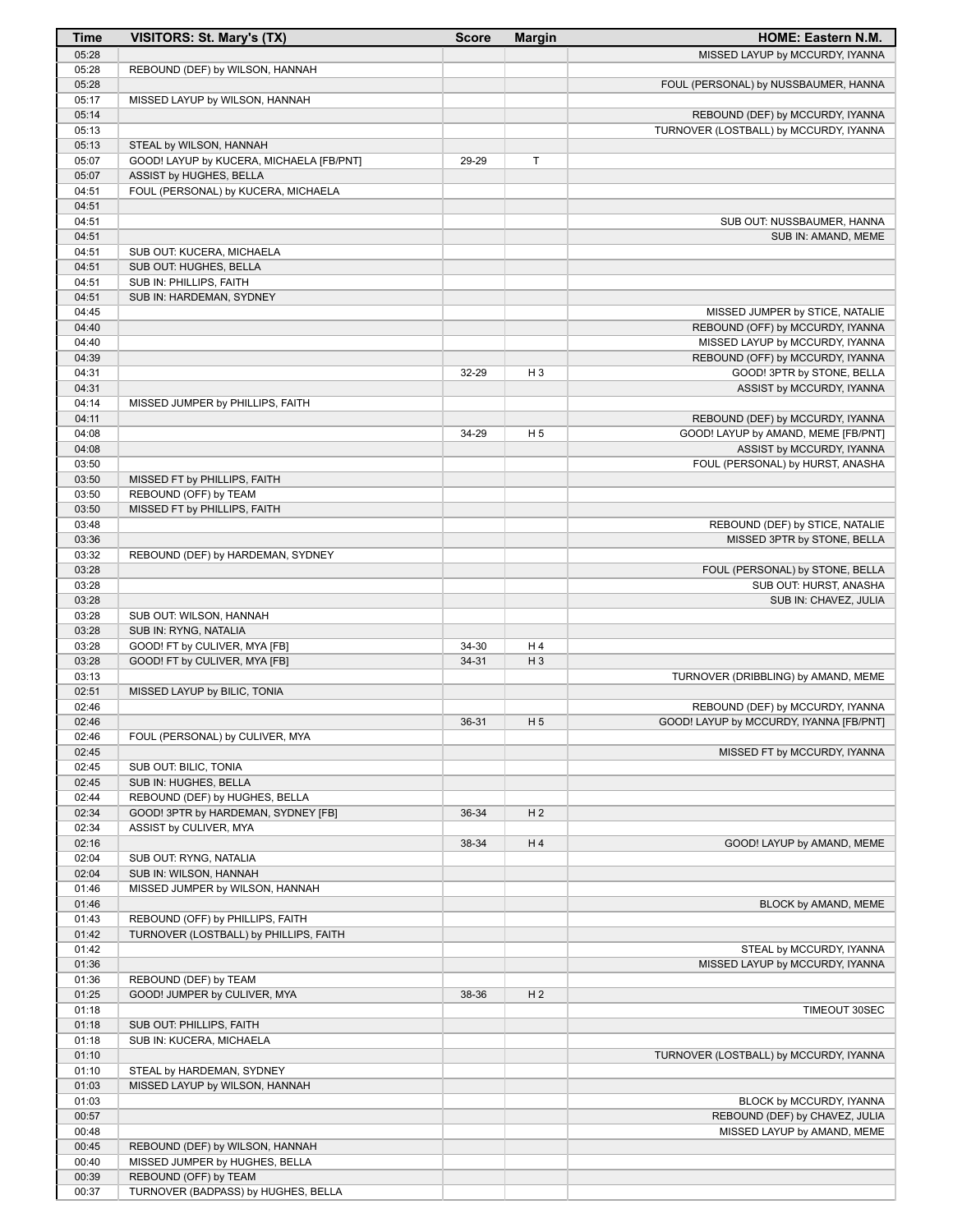| Time | VISITORS: St. Mary's (TX) | Score | Margin | HOME: Eastern N.M. |
|---|---|---|---|---|
| 05:28 | | | | MISSED LAYUP by MCCURDY, IYANNA |
| 05:28 | REBOUND (DEF) by WILSON, HANNAH | | | |
| 05:28 | | | | FOUL (PERSONAL) by NUSSBAUMER, HANNA |
| 05:17 | MISSED LAYUP by WILSON, HANNAH | | | |
| 05:14 | | | | REBOUND (DEF) by MCCURDY, IYANNA |
| 05:13 | | | | TURNOVER (LOSTBALL) by MCCURDY, IYANNA |
| 05:13 | STEAL by WILSON, HANNAH | | | |
| 05:07 | GOOD! LAYUP by KUCERA, MICHAELA [FB/PNT] | 29-29 | T | |
| 05:07 | ASSIST by HUGHES, BELLA | | | |
| 04:51 | FOUL (PERSONAL) by KUCERA, MICHAELA | | | |
| 04:51 | | | | |
| 04:51 | | | | SUB OUT: NUSSBAUMER, HANNA |
| 04:51 | | | | SUB IN: AMAND, MEME |
| 04:51 | SUB OUT: KUCERA, MICHAELA | | | |
| 04:51 | SUB OUT: HUGHES, BELLA | | | |
| 04:51 | SUB IN: PHILLIPS, FAITH | | | |
| 04:51 | SUB IN: HARDEMAN, SYDNEY | | | |
| 04:45 | | | | MISSED JUMPER by STICE, NATALIE |
| 04:40 | | | | REBOUND (OFF) by MCCURDY, IYANNA |
| 04:40 | | | | MISSED LAYUP by MCCURDY, IYANNA |
| 04:39 | | | | REBOUND (OFF) by MCCURDY, IYANNA |
| 04:31 | | 32-29 | H 3 | GOOD! 3PTR by STONE, BELLA |
| 04:31 | | | | ASSIST by MCCURDY, IYANNA |
| 04:14 | MISSED JUMPER by PHILLIPS, FAITH | | | |
| 04:11 | | | | REBOUND (DEF) by MCCURDY, IYANNA |
| 04:08 | | 34-29 | H 5 | GOOD! LAYUP by AMAND, MEME [FB/PNT] |
| 04:08 | | | | ASSIST by MCCURDY, IYANNA |
| 03:50 | | | | FOUL (PERSONAL) by HURST, ANASHA |
| 03:50 | MISSED FT by PHILLIPS, FAITH | | | |
| 03:50 | REBOUND (OFF) by TEAM | | | |
| 03:50 | MISSED FT by PHILLIPS, FAITH | | | |
| 03:48 | | | | REBOUND (DEF) by STICE, NATALIE |
| 03:36 | | | | MISSED 3PTR by STONE, BELLA |
| 03:32 | REBOUND (DEF) by HARDEMAN, SYDNEY | | | |
| 03:28 | | | | FOUL (PERSONAL) by STONE, BELLA |
| 03:28 | | | | SUB OUT: HURST, ANASHA |
| 03:28 | | | | SUB IN: CHAVEZ, JULIA |
| 03:28 | SUB OUT: WILSON, HANNAH | | | |
| 03:28 | SUB IN: RYNG, NATALIA | | | |
| 03:28 | GOOD! FT by CULIVER, MYA [FB] | 34-30 | H 4 | |
| 03:28 | GOOD! FT by CULIVER, MYA [FB] | 34-31 | H 3 | |
| 03:13 | | | | TURNOVER (DRIBBLING) by AMAND, MEME |
| 02:51 | MISSED LAYUP by BILIC, TONIA | | | |
| 02:46 | | | | REBOUND (DEF) by MCCURDY, IYANNA |
| 02:46 | | 36-31 | H 5 | GOOD! LAYUP by MCCURDY, IYANNA [FB/PNT] |
| 02:46 | FOUL (PERSONAL) by CULIVER, MYA | | | |
| 02:45 | | | | MISSED FT by MCCURDY, IYANNA |
| 02:45 | SUB OUT: BILIC, TONIA | | | |
| 02:45 | SUB IN: HUGHES, BELLA | | | |
| 02:44 | REBOUND (DEF) by HUGHES, BELLA | | | |
| 02:34 | GOOD! 3PTR by HARDEMAN, SYDNEY [FB] | 36-34 | H 2 | |
| 02:34 | ASSIST by CULIVER, MYA | | | |
| 02:16 | | 38-34 | H 4 | GOOD! LAYUP by AMAND, MEME |
| 02:04 | SUB OUT: RYNG, NATALIA | | | |
| 02:04 | SUB IN: WILSON, HANNAH | | | |
| 01:46 | MISSED JUMPER by WILSON, HANNAH | | | |
| 01:46 | | | | BLOCK by AMAND, MEME |
| 01:43 | REBOUND (OFF) by PHILLIPS, FAITH | | | |
| 01:42 | TURNOVER (LOSTBALL) by PHILLIPS, FAITH | | | |
| 01:42 | | | | STEAL by MCCURDY, IYANNA |
| 01:36 | | | | MISSED LAYUP by MCCURDY, IYANNA |
| 01:36 | REBOUND (DEF) by TEAM | | | |
| 01:25 | GOOD! JUMPER by CULIVER, MYA | 38-36 | H 2 | |
| 01:18 | | | | TIMEOUT 30SEC |
| 01:18 | SUB OUT: PHILLIPS, FAITH | | | |
| 01:18 | SUB IN: KUCERA, MICHAELA | | | |
| 01:10 | | | | TURNOVER (LOSTBALL) by MCCURDY, IYANNA |
| 01:10 | STEAL by HARDEMAN, SYDNEY | | | |
| 01:03 | MISSED LAYUP by WILSON, HANNAH | | | |
| 01:03 | | | | BLOCK by MCCURDY, IYANNA |
| 00:57 | | | | REBOUND (DEF) by CHAVEZ, JULIA |
| 00:48 | | | | MISSED LAYUP by AMAND, MEME |
| 00:45 | REBOUND (DEF) by WILSON, HANNAH | | | |
| 00:40 | MISSED JUMPER by HUGHES, BELLA | | | |
| 00:39 | REBOUND (OFF) by TEAM | | | |
| 00:37 | TURNOVER (BADPASS) by HUGHES, BELLA | | | |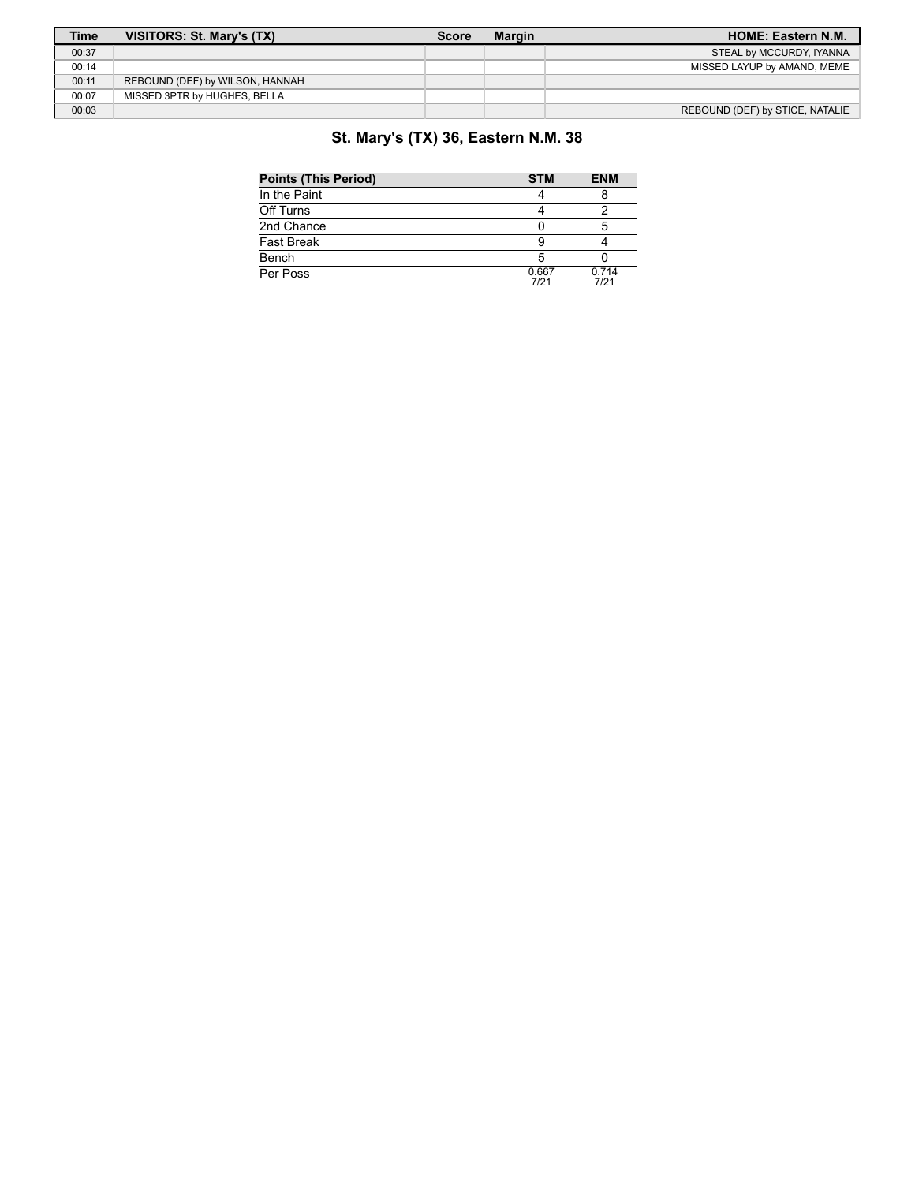| Time | VISITORS: St. Mary's (TX) | Score | Margin | HOME: Eastern N.M. |
|---|---|---|---|---|
| 00:37 | | | | STEAL by MCCURDY, IYANNA |
| 00:14 | | | | MISSED LAYUP by AMAND, MEME |
| 00:11 | REBOUND (DEF) by WILSON, HANNAH | | | |
| 00:07 | MISSED 3PTR by HUGHES, BELLA | | | |
| 00:03 | | | | REBOUND (DEF) by STICE, NATALIE |

## St. Mary's (TX) 36, Eastern N.M. 38

| Points (This Period) | STM | ENM |
|---|---|---|
| In the Paint | 4 | 8 |
| Off Turns | 4 | 2 |
| 2nd Chance | 0 | 5 |
| Fast Break | 9 | 4 |
| Bench | 5 | 0 |
| Per Poss | 0.667 7/21 | 0.714 7/21 |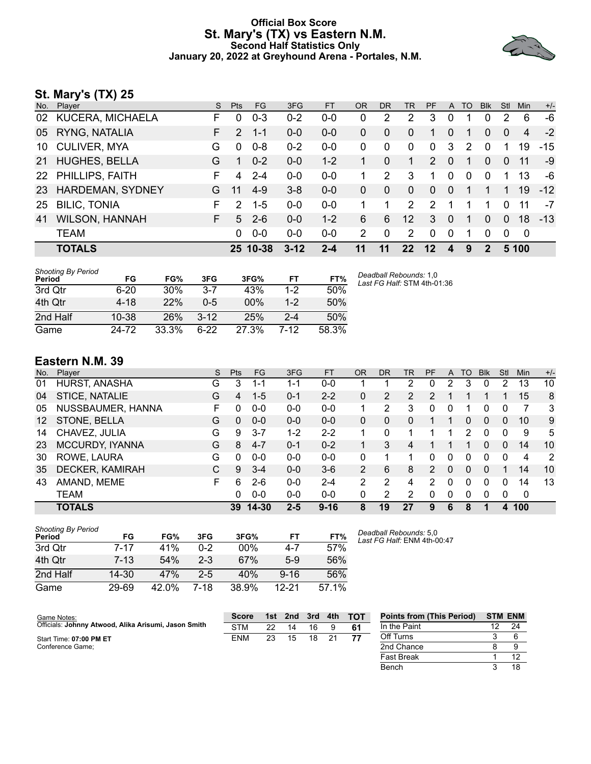# Official Box Score
## St. Mary's (TX) vs Eastern N.M.
### Second Half Statistics Only
### January 20, 2022 at Greyhound Arena - Portales, N.M.

## St. Mary's (TX) 25

| No. | Player | S | Pts | FG | 3FG | FT | OR | DR | TR | PF | A | TO | Blk | Stl | Min | +/- |
|---|---|---|---|---|---|---|---|---|---|---|---|---|---|---|---|---|
| 02 | KUCERA, MICHAELA | F | 0 | 0-3 | 0-2 | 0-0 | 0 | 2 | 2 | 3 | 0 | 1 | 0 | 2 | 6 | -6 |
| 05 | RYNG, NATALIA | F | 2 | 1-1 | 0-0 | 0-0 | 0 | 0 | 0 | 1 | 0 | 1 | 0 | 0 | 4 | -2 |
| 10 | CULIVER, MYA | G | 0 | 0-8 | 0-2 | 0-0 | 0 | 0 | 0 | 0 | 3 | 2 | 0 | 1 | 19 | -15 |
| 21 | HUGHES, BELLA | G | 1 | 0-2 | 0-0 | 1-2 | 1 | 0 | 1 | 2 | 0 | 1 | 0 | 0 | 11 | -9 |
| 22 | PHILLIPS, FAITH | F | 4 | 2-4 | 0-0 | 0-0 | 1 | 2 | 3 | 1 | 0 | 0 | 0 | 1 | 13 | -6 |
| 23 | HARDEMAN, SYDNEY | G | 11 | 4-9 | 3-8 | 0-0 | 0 | 0 | 0 | 0 | 0 | 1 | 1 | 1 | 19 | -12 |
| 25 | BILIC, TONIA | F | 2 | 1-5 | 0-0 | 0-0 | 1 | 1 | 2 | 2 | 1 | 1 | 1 | 0 | 11 | -7 |
| 41 | WILSON, HANNAH | F | 5 | 2-6 | 0-0 | 1-2 | 6 | 6 | 12 | 3 | 0 | 1 | 0 | 0 | 18 | -13 |
| | TEAM | | 0 | 0-0 | 0-0 | 0-0 | 2 | 0 | 2 | 0 | 0 | 1 | 0 | 0 | 0 | |
| | **TOTALS** | | **25** | **10-38** | **3-12** | **2-4** | **11** | **11** | **22** | **12** | **4** | **9** | **2** | **5** | **100** | |

*Shooting By Period*

| Period | FG | FG% | 3FG | 3FG% | FT | FT% |
|---|---|---|---|---|---|---|
| 3rd Qtr | 6-20 | 30% | 3-7 | 43% | 1-2 | 50% |
| 4th Qtr | 4-18 | 22% | 0-5 | 00% | 1-2 | 50% |
| 2nd Half | 10-38 | 26% | 3-12 | 25% | 2-4 | 50% |
| Game | 24-72 | 33.3% | 6-22 | 27.3% | 7-12 | 58.3% |

*Deadball Rebounds:* 1,0
*Last FG Half:* STM 4th-01:36

## Eastern N.M. 39

| No. | Player | S | Pts | FG | 3FG | FT | OR | DR | TR | PF | A | TO | Blk | Stl | Min | +/- |
|---|---|---|---|---|---|---|---|---|---|---|---|---|---|---|---|---|
| 01 | HURST, ANASHA | G | 3 | 1-1 | 1-1 | 0-0 | 1 | 1 | 2 | 0 | 2 | 3 | 0 | 2 | 13 | 10 |
| 04 | STICE, NATALIE | G | 4 | 1-5 | 0-1 | 2-2 | 0 | 2 | 2 | 2 | 1 | 1 | 1 | 1 | 15 | 8 |
| 05 | NUSSBAUMER, HANNA | F | 0 | 0-0 | 0-0 | 0-0 | 1 | 2 | 3 | 0 | 0 | 1 | 0 | 0 | 7 | 3 |
| 12 | STONE, BELLA | G | 0 | 0-0 | 0-0 | 0-0 | 0 | 0 | 0 | 1 | 1 | 0 | 0 | 0 | 10 | 9 |
| 14 | CHAVEZ, JULIA | G | 9 | 3-7 | 1-2 | 2-2 | 1 | 0 | 1 | 1 | 1 | 2 | 0 | 0 | 9 | 5 |
| 23 | MCCURDY, IYANNA | G | 8 | 4-7 | 0-1 | 0-2 | 1 | 3 | 4 | 1 | 1 | 1 | 0 | 0 | 14 | 10 |
| 30 | ROWE, LAURA | G | 0 | 0-0 | 0-0 | 0-0 | 0 | 1 | 1 | 0 | 0 | 0 | 0 | 0 | 4 | 2 |
| 35 | DECKER, KAMIRAH | C | 9 | 3-4 | 0-0 | 3-6 | 2 | 6 | 8 | 2 | 0 | 0 | 0 | 1 | 14 | 10 |
| 43 | AMAND, MEME | F | 6 | 2-6 | 0-0 | 2-4 | 2 | 2 | 4 | 2 | 0 | 0 | 0 | 0 | 14 | 13 |
| | TEAM | | 0 | 0-0 | 0-0 | 0-0 | 0 | 2 | 2 | 0 | 0 | 0 | 0 | 0 | 0 | |
| | **TOTALS** | | **39** | **14-30** | **2-5** | **9-16** | **8** | **19** | **27** | **9** | **6** | **8** | **1** | **4** | **100** | |

*Shooting By Period*

| Period | FG | FG% | 3FG | 3FG% | FT | FT% |
|---|---|---|---|---|---|---|
| 3rd Qtr | 7-17 | 41% | 0-2 | 00% | 4-7 | 57% |
| 4th Qtr | 7-13 | 54% | 2-3 | 67% | 5-9 | 56% |
| 2nd Half | 14-30 | 47% | 2-5 | 40% | 9-16 | 56% |
| Game | 29-69 | 42.0% | 7-18 | 38.9% | 12-21 | 57.1% |

*Deadball Rebounds:* 5,0
*Last FG Half:* ENM 4th-00:47

Game Notes:
Officials: **Johnny Atwood, Alika Arisumi, Jason Smith**
Start Time: **07:00 PM ET**
Conference Game;

| Score | 1st | 2nd | 3rd | 4th | TOT |
|---|---|---|---|---|---|
| STM | 22 | 14 | 16 | 9 | **61** |
| ENM | 23 | 15 | 18 | 21 | **77** |

| Points from (This Period) | STM | ENM |
|---|---|---|
| In the Paint | 12 | 24 |
| Off Turns | 3 | 6 |
| 2nd Chance | 8 | 9 |
| Fast Break | 1 | 12 |
| Bench | 3 | 18 |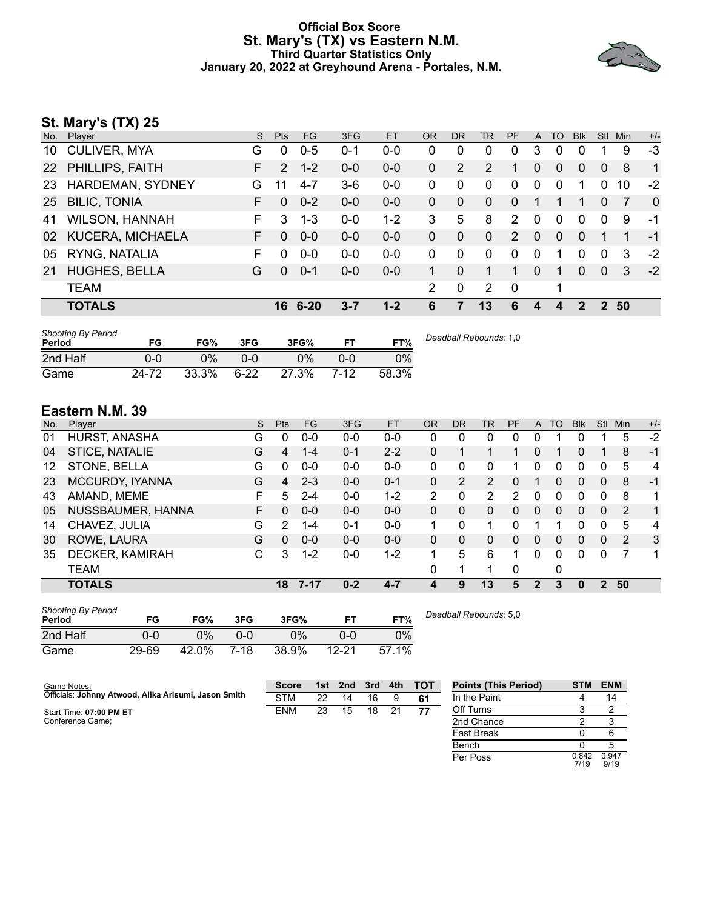# Official Box Score
## St. Mary's (TX) vs Eastern N.M.
### Third Quarter Statistics Only
### January 20, 2022 at Greyhound Arena - Portales, N.M.

## St. Mary's (TX) 25

| No. | Player | S | Pts | FG | 3FG | FT | OR | DR | TR | PF | A | TO | Blk | Stl | Min | +/- |
|---|---|---|---|---|---|---|---|---|---|---|---|---|---|---|---|---|
| 10 | CULIVER, MYA | G | 0 | 0-5 | 0-1 | 0-0 | 0 | 0 | 0 | 0 | 3 | 0 | 0 | 1 | 9 | -3 |
| 22 | PHILLIPS, FAITH | F | 2 | 1-2 | 0-0 | 0-0 | 0 | 2 | 2 | 1 | 0 | 0 | 0 | 0 | 8 | 1 |
| 23 | HARDEMAN, SYDNEY | G | 11 | 4-7 | 3-6 | 0-0 | 0 | 0 | 0 | 0 | 0 | 0 | 1 | 0 | 10 | -2 |
| 25 | BILIC, TONIA | F | 0 | 0-2 | 0-0 | 0-0 | 0 | 0 | 0 | 0 | 1 | 1 | 1 | 0 | 7 | 0 |
| 41 | WILSON, HANNAH | F | 3 | 1-3 | 0-0 | 1-2 | 3 | 5 | 8 | 2 | 0 | 0 | 0 | 0 | 9 | -1 |
| 02 | KUCERA, MICHAELA | F | 0 | 0-0 | 0-0 | 0-0 | 0 | 0 | 0 | 2 | 0 | 0 | 0 | 1 | 1 | -1 |
| 05 | RYNG, NATALIA | F | 0 | 0-0 | 0-0 | 0-0 | 0 | 0 | 0 | 0 | 0 | 1 | 0 | 0 | 3 | -2 |
| 21 | HUGHES, BELLA | G | 0 | 0-1 | 0-0 | 0-0 | 1 | 0 | 1 | 1 | 0 | 1 | 0 | 0 | 3 | -2 |
| | TEAM | | | | | | 2 | 0 | 2 | 0 | | 1 | | | | |
| | **TOTALS** | | **16** | **6-20** | **3-7** | **1-2** | **6** | **7** | **13** | **6** | **4** | **4** | **2** | **2** | **50** | |

| Shooting By Period Period | FG | FG% | 3FG | 3FG% | FT | FT% |
|---|---|---|---|---|---|---|
| 2nd Half | 0-0 | 0% | 0-0 | 0% | 0-0 | 0% |
| Game | 24-72 | 33.3% | 6-22 | 27.3% | 7-12 | 58.3% |

*Deadball Rebounds:* 1,0

## Eastern N.M. 39

| No. | Player | S | Pts | FG | 3FG | FT | OR | DR | TR | PF | A | TO | Blk | Stl | Min | +/- |
|---|---|---|---|---|---|---|---|---|---|---|---|---|---|---|---|---|
| 01 | HURST, ANASHA | G | 0 | 0-0 | 0-0 | 0-0 | 0 | 0 | 0 | 0 | 0 | 1 | 0 | 1 | 5 | -2 |
| 04 | STICE, NATALIE | G | 4 | 1-4 | 0-1 | 2-2 | 0 | 1 | 1 | 1 | 0 | 1 | 0 | 1 | 8 | -1 |
| 12 | STONE, BELLA | G | 0 | 0-0 | 0-0 | 0-0 | 0 | 0 | 0 | 1 | 0 | 0 | 0 | 0 | 5 | 4 |
| 23 | MCCURDY, IYANNA | G | 4 | 2-3 | 0-0 | 0-1 | 0 | 2 | 2 | 0 | 1 | 0 | 0 | 0 | 8 | -1 |
| 43 | AMAND, MEME | F | 5 | 2-4 | 0-0 | 1-2 | 2 | 0 | 2 | 2 | 0 | 0 | 0 | 0 | 8 | 1 |
| 05 | NUSSBAUMER, HANNA | F | 0 | 0-0 | 0-0 | 0-0 | 0 | 0 | 0 | 0 | 0 | 0 | 0 | 0 | 2 | 1 |
| 14 | CHAVEZ, JULIA | G | 2 | 1-4 | 0-1 | 0-0 | 1 | 0 | 1 | 0 | 1 | 1 | 0 | 0 | 5 | 4 |
| 30 | ROWE, LAURA | G | 0 | 0-0 | 0-0 | 0-0 | 0 | 0 | 0 | 0 | 0 | 0 | 0 | 0 | 2 | 3 |
| 35 | DECKER, KAMIRAH | C | 3 | 1-2 | 0-0 | 1-2 | 1 | 5 | 6 | 1 | 0 | 0 | 0 | 0 | 7 | 1 |
| | TEAM | | | | | | 0 | 1 | 1 | 0 | | 0 | | | | |
| | **TOTALS** | | **18** | **7-17** | **0-2** | **4-7** | **4** | **9** | **13** | **5** | **2** | **3** | **0** | **2** | **50** | |

| Shooting By Period Period | FG | FG% | 3FG | 3FG% | FT | FT% |
|---|---|---|---|---|---|---|
| 2nd Half | 0-0 | 0% | 0-0 | 0% | 0-0 | 0% |
| Game | 29-69 | 42.0% | 7-18 | 38.9% | 12-21 | 57.1% |

*Deadball Rebounds:* 5,0

Game Notes:
Officials: **Johnny Atwood, Alika Arisumi, Jason Smith**
Start Time: **07:00 PM ET**
Conference Game;

| Score | 1st | 2nd | 3rd | 4th | TOT |
|---|---|---|---|---|---|
| STM | 22 | 14 | 16 | 9 | 61 |
| ENM | 23 | 15 | 18 | 21 | 77 |

| Points (This Period) | STM | ENM |
|---|---|---|
| In the Paint | 4 | 14 |
| Off Turns | 3 | 2 |
| 2nd Chance | 2 | 3 |
| Fast Break | 0 | 6 |
| Bench | 0 | 5 |
| Per Poss | 0.842 7/19 | 0.947 9/19 |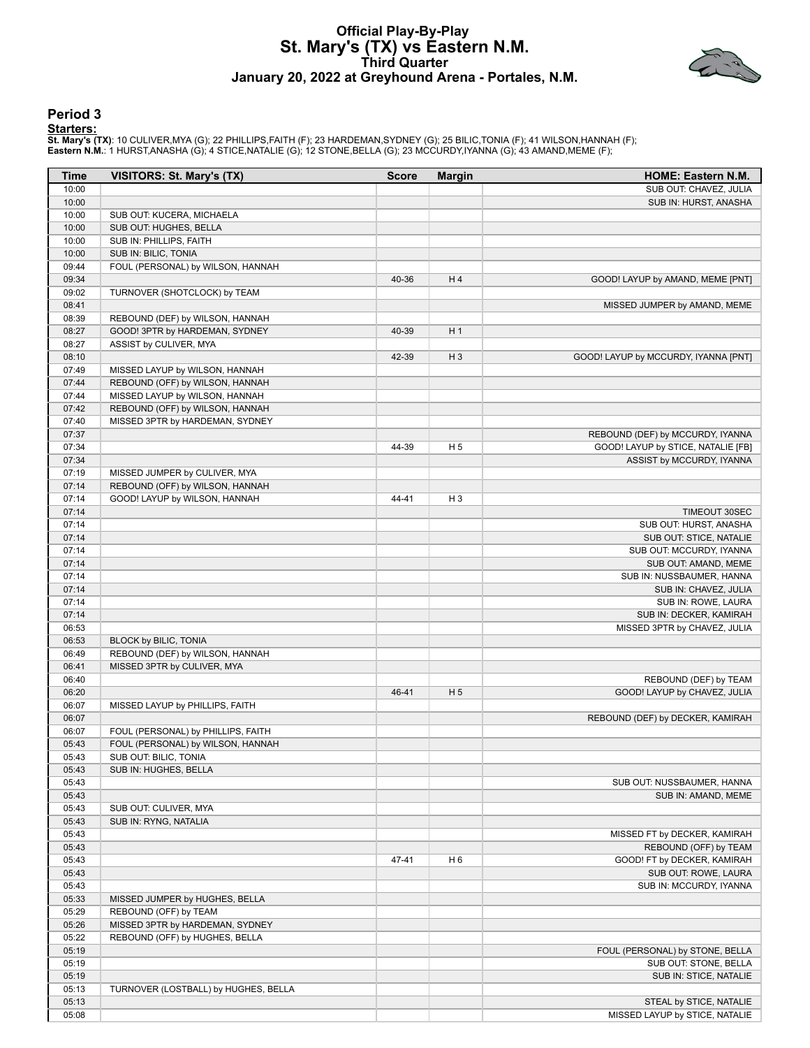# Official Play-By-Play
## St. Mary's (TX) vs Eastern N.M.
### Third Quarter
### January 20, 2022 at Greyhound Arena - Portales, N.M.

## Period 3

**Starters:**

**St. Mary's (TX)**: 10 CULIVER,MYA (G); 22 PHILLIPS,FAITH (F); 23 HARDEMAN,SYDNEY (G); 25 BILIC,TONIA (F); 41 WILSON,HANNAH (F);
**Eastern N.M.**: 1 HURST,ANASHA (G); 4 STICE,NATALIE (G); 12 STONE,BELLA (G); 23 MCCURDY,IYANNA (G); 43 AMAND,MEME (F);

| Time | VISITORS: St. Mary's (TX) | Score | Margin | HOME: Eastern N.M. |
|---|---|---|---|---|
| 10:00 | | | | SUB OUT: CHAVEZ, JULIA |
| 10:00 | | | | SUB IN: HURST, ANASHA |
| 10:00 | SUB OUT: KUCERA, MICHAELA | | | |
| 10:00 | SUB OUT: HUGHES, BELLA | | | |
| 10:00 | SUB IN: PHILLIPS, FAITH | | | |
| 10:00 | SUB IN: BILIC, TONIA | | | |
| 09:44 | FOUL (PERSONAL) by WILSON, HANNAH | | | |
| 09:34 | | 40-36 | H 4 | GOOD! LAYUP by AMAND, MEME [PNT] |
| 09:02 | TURNOVER (SHOTCLOCK) by TEAM | | | |
| 08:41 | | | | MISSED JUMPER by AMAND, MEME |
| 08:39 | REBOUND (DEF) by WILSON, HANNAH | | | |
| 08:27 | GOOD! 3PTR by HARDEMAN, SYDNEY | 40-39 | H 1 | |
| 08:27 | ASSIST by CULIVER, MYA | | | |
| 08:10 | | 42-39 | H 3 | GOOD! LAYUP by MCCURDY, IYANNA [PNT] |
| 07:49 | MISSED LAYUP by WILSON, HANNAH | | | |
| 07:44 | REBOUND (OFF) by WILSON, HANNAH | | | |
| 07:44 | MISSED LAYUP by WILSON, HANNAH | | | |
| 07:42 | REBOUND (OFF) by WILSON, HANNAH | | | |
| 07:40 | MISSED 3PTR by HARDEMAN, SYDNEY | | | |
| 07:37 | | | | REBOUND (DEF) by MCCURDY, IYANNA |
| 07:34 | | 44-39 | H 5 | GOOD! LAYUP by STICE, NATALIE [FB] |
| 07:34 | | | | ASSIST by MCCURDY, IYANNA |
| 07:19 | MISSED JUMPER by CULIVER, MYA | | | |
| 07:14 | REBOUND (OFF) by WILSON, HANNAH | | | |
| 07:14 | GOOD! LAYUP by WILSON, HANNAH | 44-41 | H 3 | |
| 07:14 | | | | TIMEOUT 30SEC |
| 07:14 | | | | SUB OUT: HURST, ANASHA |
| 07:14 | | | | SUB OUT: STICE, NATALIE |
| 07:14 | | | | SUB OUT: MCCURDY, IYANNA |
| 07:14 | | | | SUB OUT: AMAND, MEME |
| 07:14 | | | | SUB IN: NUSSBAUMER, HANNA |
| 07:14 | | | | SUB IN: CHAVEZ, JULIA |
| 07:14 | | | | SUB IN: ROWE, LAURA |
| 07:14 | | | | SUB IN: DECKER, KAMIRAH |
| 06:53 | | | | MISSED 3PTR by CHAVEZ, JULIA |
| 06:53 | BLOCK by BILIC, TONIA | | | |
| 06:49 | REBOUND (DEF) by WILSON, HANNAH | | | |
| 06:41 | MISSED 3PTR by CULIVER, MYA | | | |
| 06:40 | | | | REBOUND (DEF) by TEAM |
| 06:20 | | 46-41 | H 5 | GOOD! LAYUP by CHAVEZ, JULIA |
| 06:07 | MISSED LAYUP by PHILLIPS, FAITH | | | |
| 06:07 | | | | REBOUND (DEF) by DECKER, KAMIRAH |
| 06:07 | FOUL (PERSONAL) by PHILLIPS, FAITH | | | |
| 05:43 | FOUL (PERSONAL) by WILSON, HANNAH | | | |
| 05:43 | SUB OUT: BILIC, TONIA | | | |
| 05:43 | SUB IN: HUGHES, BELLA | | | |
| 05:43 | | | | SUB OUT: NUSSBAUMER, HANNA |
| 05:43 | | | | SUB IN: AMAND, MEME |
| 05:43 | SUB OUT: CULIVER, MYA | | | |
| 05:43 | SUB IN: RYNG, NATALIA | | | |
| 05:43 | | | | MISSED FT by DECKER, KAMIRAH |
| 05:43 | | | | REBOUND (OFF) by TEAM |
| 05:43 | | 47-41 | H 6 | GOOD! FT by DECKER, KAMIRAH |
| 05:43 | | | | SUB OUT: ROWE, LAURA |
| 05:43 | | | | SUB IN: MCCURDY, IYANNA |
| 05:33 | MISSED JUMPER by HUGHES, BELLA | | | |
| 05:29 | REBOUND (OFF) by TEAM | | | |
| 05:26 | MISSED 3PTR by HARDEMAN, SYDNEY | | | |
| 05:22 | REBOUND (OFF) by HUGHES, BELLA | | | |
| 05:19 | | | | FOUL (PERSONAL) by STONE, BELLA |
| 05:19 | | | | SUB OUT: STONE, BELLA |
| 05:19 | | | | SUB IN: STICE, NATALIE |
| 05:13 | TURNOVER (LOSTBALL) by HUGHES, BELLA | | | |
| 05:13 | | | | STEAL by STICE, NATALIE |
| 05:08 | | | | MISSED LAYUP by STICE, NATALIE |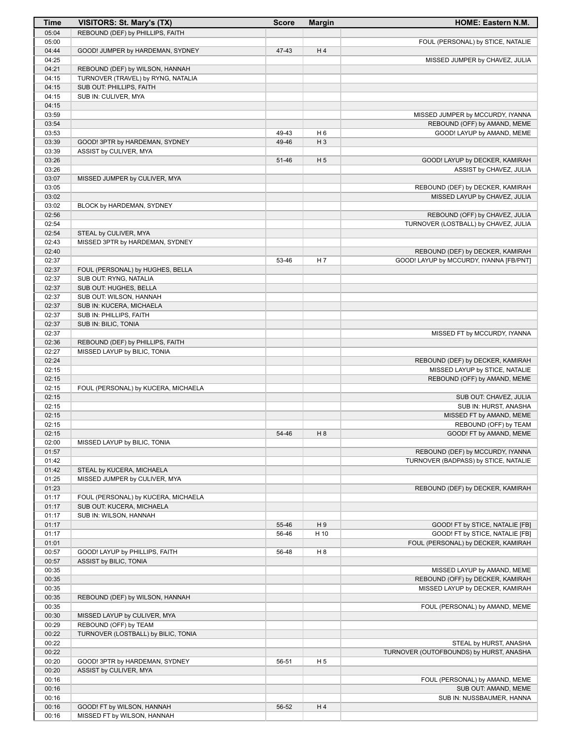| Time | VISITORS: St. Mary's (TX) | Score | Margin | HOME: Eastern N.M. |
|---|---|---|---|---|
| 05:04 | REBOUND (DEF) by PHILLIPS, FAITH | | | |
| 05:00 | | | | FOUL (PERSONAL) by STICE, NATALIE |
| 04:44 | GOOD! JUMPER by HARDEMAN, SYDNEY | 47-43 | H 4 | |
| 04:25 | | | | MISSED JUMPER by CHAVEZ, JULIA |
| 04:21 | REBOUND (DEF) by WILSON, HANNAH | | | |
| 04:15 | TURNOVER (TRAVEL) by RYNG, NATALIA | | | |
| 04:15 | SUB OUT: PHILLIPS, FAITH | | | |
| 04:15 | SUB IN: CULIVER, MYA | | | |
| 04:15 | | | | |
| 03:59 | | | | MISSED JUMPER by MCCURDY, IYANNA |
| 03:54 | | | | REBOUND (OFF) by AMAND, MEME |
| 03:53 | | 49-43 | H 6 | GOOD! LAYUP by AMAND, MEME |
| 03:39 | GOOD! 3PTR by HARDEMAN, SYDNEY | 49-46 | H 3 | |
| 03:39 | ASSIST by CULIVER, MYA | | | |
| 03:26 | | 51-46 | H 5 | GOOD! LAYUP by DECKER, KAMIRAH |
| 03:26 | | | | ASSIST by CHAVEZ, JULIA |
| 03:07 | MISSED JUMPER by CULIVER, MYA | | | |
| 03:05 | | | | REBOUND (DEF) by DECKER, KAMIRAH |
| 03:02 | | | | MISSED LAYUP by CHAVEZ, JULIA |
| 03:02 | BLOCK by HARDEMAN, SYDNEY | | | |
| 02:56 | | | | REBOUND (OFF) by CHAVEZ, JULIA |
| 02:54 | | | | TURNOVER (LOSTBALL) by CHAVEZ, JULIA |
| 02:54 | STEAL by CULIVER, MYA | | | |
| 02:43 | MISSED 3PTR by HARDEMAN, SYDNEY | | | |
| 02:40 | | | | REBOUND (DEF) by DECKER, KAMIRAH |
| 02:37 | | 53-46 | H 7 | GOOD! LAYUP by MCCURDY, IYANNA [FB/PNT] |
| 02:37 | FOUL (PERSONAL) by HUGHES, BELLA | | | |
| 02:37 | SUB OUT: RYNG, NATALIA | | | |
| 02:37 | SUB OUT: HUGHES, BELLA | | | |
| 02:37 | SUB OUT: WILSON, HANNAH | | | |
| 02:37 | SUB IN: KUCERA, MICHAELA | | | |
| 02:37 | SUB IN: PHILLIPS, FAITH | | | |
| 02:37 | SUB IN: BILIC, TONIA | | | |
| 02:37 | | | | MISSED FT by MCCURDY, IYANNA |
| 02:36 | REBOUND (DEF) by PHILLIPS, FAITH | | | |
| 02:27 | MISSED LAYUP by BILIC, TONIA | | | |
| 02:24 | | | | REBOUND (DEF) by DECKER, KAMIRAH |
| 02:15 | | | | MISSED LAYUP by STICE, NATALIE |
| 02:15 | | | | REBOUND (OFF) by AMAND, MEME |
| 02:15 | FOUL (PERSONAL) by KUCERA, MICHAELA | | | |
| 02:15 | | | | SUB OUT: CHAVEZ, JULIA |
| 02:15 | | | | SUB IN: HURST, ANASHA |
| 02:15 | | | | MISSED FT by AMAND, MEME |
| 02:15 | | | | REBOUND (OFF) by TEAM |
| 02:15 | | 54-46 | H 8 | GOOD! FT by AMAND, MEME |
| 02:00 | MISSED LAYUP by BILIC, TONIA | | | |
| 01:57 | | | | REBOUND (DEF) by MCCURDY, IYANNA |
| 01:42 | | | | TURNOVER (BADPASS) by STICE, NATALIE |
| 01:42 | STEAL by KUCERA, MICHAELA | | | |
| 01:25 | MISSED JUMPER by CULIVER, MYA | | | |
| 01:23 | | | | REBOUND (DEF) by DECKER, KAMIRAH |
| 01:17 | FOUL (PERSONAL) by KUCERA, MICHAELA | | | |
| 01:17 | SUB OUT: KUCERA, MICHAELA | | | |
| 01:17 | SUB IN: WILSON, HANNAH | | | |
| 01:17 | | 55-46 | H 9 | GOOD! FT by STICE, NATALIE [FB] |
| 01:17 | | 56-46 | H 10 | GOOD! FT by STICE, NATALIE [FB] |
| 01:01 | | | | FOUL (PERSONAL) by DECKER, KAMIRAH |
| 00:57 | GOOD! LAYUP by PHILLIPS, FAITH | 56-48 | H 8 | |
| 00:57 | ASSIST by BILIC, TONIA | | | |
| 00:35 | | | | MISSED LAYUP by AMAND, MEME |
| 00:35 | | | | REBOUND (OFF) by DECKER, KAMIRAH |
| 00:35 | | | | MISSED LAYUP by DECKER, KAMIRAH |
| 00:35 | REBOUND (DEF) by WILSON, HANNAH | | | |
| 00:35 | | | | FOUL (PERSONAL) by AMAND, MEME |
| 00:30 | MISSED LAYUP by CULIVER, MYA | | | |
| 00:29 | REBOUND (OFF) by TEAM | | | |
| 00:22 | TURNOVER (LOSTBALL) by BILIC, TONIA | | | |
| 00:22 | | | | STEAL by HURST, ANASHA |
| 00:22 | | | | TURNOVER (OUTOFBOUNDS) by HURST, ANASHA |
| 00:20 | GOOD! 3PTR by HARDEMAN, SYDNEY | 56-51 | H 5 | |
| 00:20 | ASSIST by CULIVER, MYA | | | |
| 00:16 | | | | FOUL (PERSONAL) by AMAND, MEME |
| 00:16 | | | | SUB OUT: AMAND, MEME |
| 00:16 | | | | SUB IN: NUSSBAUMER, HANNA |
| 00:16 | GOOD! FT by WILSON, HANNAH | 56-52 | H 4 | |
| 00:16 | MISSED FT by WILSON, HANNAH | | | |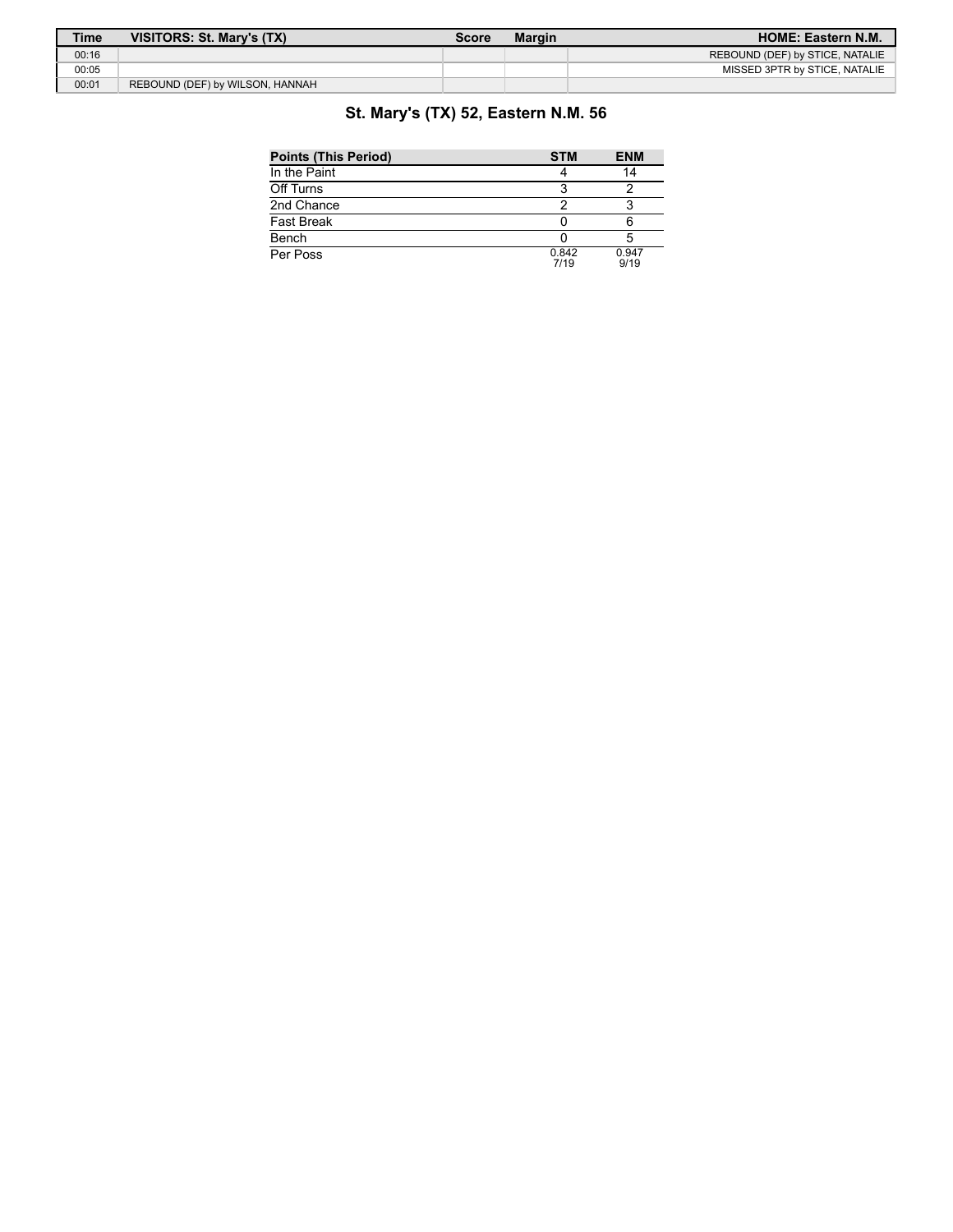| Time | VISITORS: St. Mary's (TX) | Score | Margin | HOME: Eastern N.M. |
|---|---|---|---|---|
| 00:16 | | | | REBOUND (DEF) by STICE, NATALIE |
| 00:05 | | | | MISSED 3PTR by STICE, NATALIE |
| 00:01 | REBOUND (DEF) by WILSON, HANNAH | | | |

## St. Mary's (TX) 52, Eastern N.M. 56

| Points (This Period) | STM | ENM |
|---|---|---|
| In the Paint | 4 | 14 |
| Off Turns | 3 | 2 |
| 2nd Chance | 2 | 3 |
| Fast Break | 0 | 6 |
| Bench | 0 | 5 |
| Per Poss | 0.842 7/19 | 0.947 9/19 |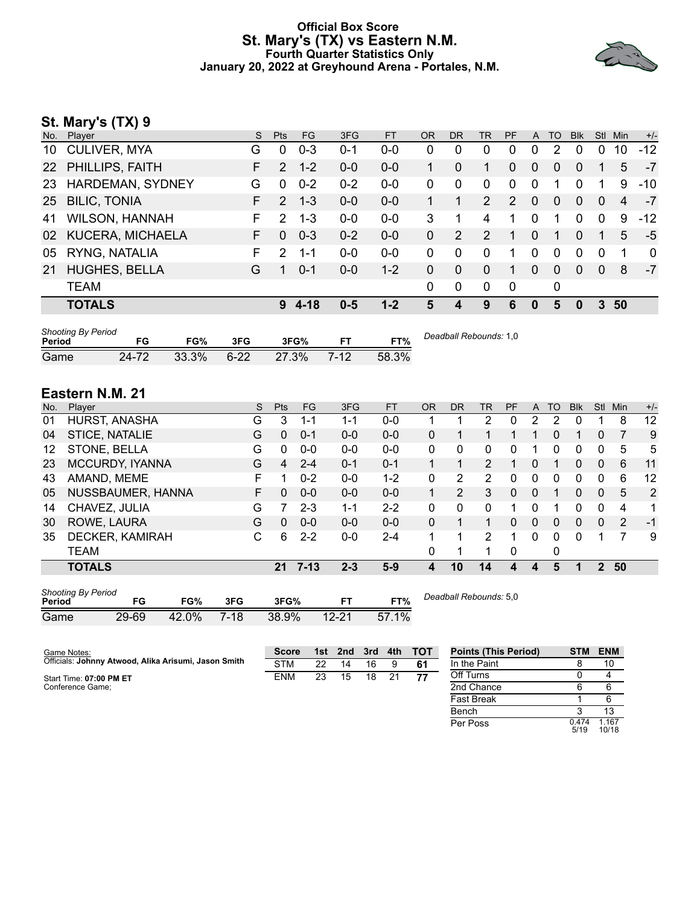# Official Box Score
## St. Mary's (TX) vs Eastern N.M.
### Fourth Quarter Statistics Only
### January 20, 2022 at Greyhound Arena - Portales, N.M.

## St. Mary's (TX) 9

| No. | Player | S | Pts | FG | 3FG | FT | OR | DR | TR | PF | A | TO | Blk | Stl | Min | +/- |
|---|---|---|---|---|---|---|---|---|---|---|---|---|---|---|---|---|
| 10 | CULIVER, MYA | G | 0 | 0-3 | 0-1 | 0-0 | 0 | 0 | 0 | 0 | 0 | 2 | 0 | 0 | 10 | -12 |
| 22 | PHILLIPS, FAITH | F | 2 | 1-2 | 0-0 | 0-0 | 1 | 0 | 1 | 0 | 0 | 0 | 0 | 1 | 5 | -7 |
| 23 | HARDEMAN, SYDNEY | G | 0 | 0-2 | 0-2 | 0-0 | 0 | 0 | 0 | 0 | 0 | 1 | 0 | 1 | 9 | -10 |
| 25 | BILIC, TONIA | F | 2 | 1-3 | 0-0 | 0-0 | 1 | 1 | 2 | 2 | 0 | 0 | 0 | 0 | 4 | -7 |
| 41 | WILSON, HANNAH | F | 2 | 1-3 | 0-0 | 0-0 | 3 | 1 | 4 | 1 | 0 | 1 | 0 | 0 | 9 | -12 |
| 02 | KUCERA, MICHAELA | F | 0 | 0-3 | 0-2 | 0-0 | 0 | 2 | 2 | 1 | 0 | 1 | 0 | 1 | 5 | -5 |
| 05 | RYNG, NATALIA | F | 2 | 1-1 | 0-0 | 0-0 | 0 | 0 | 0 | 1 | 0 | 0 | 0 | 0 | 1 | 0 |
| 21 | HUGHES, BELLA | G | 1 | 0-1 | 0-0 | 1-2 | 0 | 0 | 0 | 1 | 0 | 0 | 0 | 0 | 8 | -7 |
| | TEAM | | | | | | 0 | 0 | 0 | 0 | | 0 | | | | |
| | **TOTALS** | | **9** | **4-18** | **0-5** | **1-2** | **5** | **4** | **9** | **6** | **0** | **5** | **0** | **3** | **50** | |

| Shooting By Period Period | FG | FG% | 3FG | 3FG% | FT | FT% |
|---|---|---|---|---|---|---|
| Game | 24-72 | 33.3% | 6-22 | 27.3% | 7-12 | 58.3% |

*Deadball Rebounds:* 1,0

## Eastern N.M. 21

| No. | Player | S | Pts | FG | 3FG | FT | OR | DR | TR | PF | A | TO | Blk | Stl | Min | +/- |
|---|---|---|---|---|---|---|---|---|---|---|---|---|---|---|---|---|
| 01 | HURST, ANASHA | G | 3 | 1-1 | 1-1 | 0-0 | 1 | 1 | 2 | 0 | 2 | 2 | 0 | 1 | 8 | 12 |
| 04 | STICE, NATALIE | G | 0 | 0-1 | 0-0 | 0-0 | 0 | 1 | 1 | 1 | 1 | 0 | 1 | 0 | 7 | 9 |
| 12 | STONE, BELLA | G | 0 | 0-0 | 0-0 | 0-0 | 0 | 0 | 0 | 0 | 1 | 0 | 0 | 0 | 5 | 5 |
| 23 | MCCURDY, IYANNA | G | 4 | 2-4 | 0-1 | 0-1 | 1 | 1 | 2 | 1 | 0 | 1 | 0 | 0 | 6 | 11 |
| 43 | AMAND, MEME | F | 1 | 0-2 | 0-0 | 1-2 | 0 | 2 | 2 | 0 | 0 | 0 | 0 | 0 | 6 | 12 |
| 05 | NUSSBAUMER, HANNA | F | 0 | 0-0 | 0-0 | 0-0 | 1 | 2 | 3 | 0 | 0 | 1 | 0 | 0 | 5 | 2 |
| 14 | CHAVEZ, JULIA | G | 7 | 2-3 | 1-1 | 2-2 | 0 | 0 | 0 | 1 | 0 | 1 | 0 | 0 | 4 | 1 |
| 30 | ROWE, LAURA | G | 0 | 0-0 | 0-0 | 0-0 | 0 | 1 | 1 | 0 | 0 | 0 | 0 | 0 | 2 | -1 |
| 35 | DECKER, KAMIRAH | C | 6 | 2-2 | 0-0 | 2-4 | 1 | 1 | 2 | 1 | 0 | 0 | 0 | 1 | 7 | 9 |
| | TEAM | | | | | | 0 | 1 | 1 | 0 | | 0 | | | | |
| | **TOTALS** | | **21** | **7-13** | **2-3** | **5-9** | **4** | **10** | **14** | **4** | **4** | **5** | **1** | **2** | **50** | |

| Shooting By Period Period | FG | FG% | 3FG | 3FG% | FT | FT% |
|---|---|---|---|---|---|---|
| Game | 29-69 | 42.0% | 7-18 | 38.9% | 12-21 | 57.1% |

*Deadball Rebounds:* 5,0

Game Notes:
Officials: **Johnny Atwood, Alika Arisumi, Jason Smith**

Start Time: **07:00 PM ET**
Conference Game;

| Score | 1st | 2nd | 3rd | 4th | TOT |
|---|---|---|---|---|---|
| STM | 22 | 14 | 16 | 9 | **61** |
| ENM | 23 | 15 | 18 | 21 | **77** |

| Points (This Period) | STM | ENM |
|---|---|---|
| In the Paint | 8 | 10 |
| Off Turns | 0 | 4 |
| 2nd Chance | 6 | 6 |
| Fast Break | 1 | 6 |
| Bench | 3 | 13 |
| Per Poss | 0.474 5/19 | 1.167 10/18 |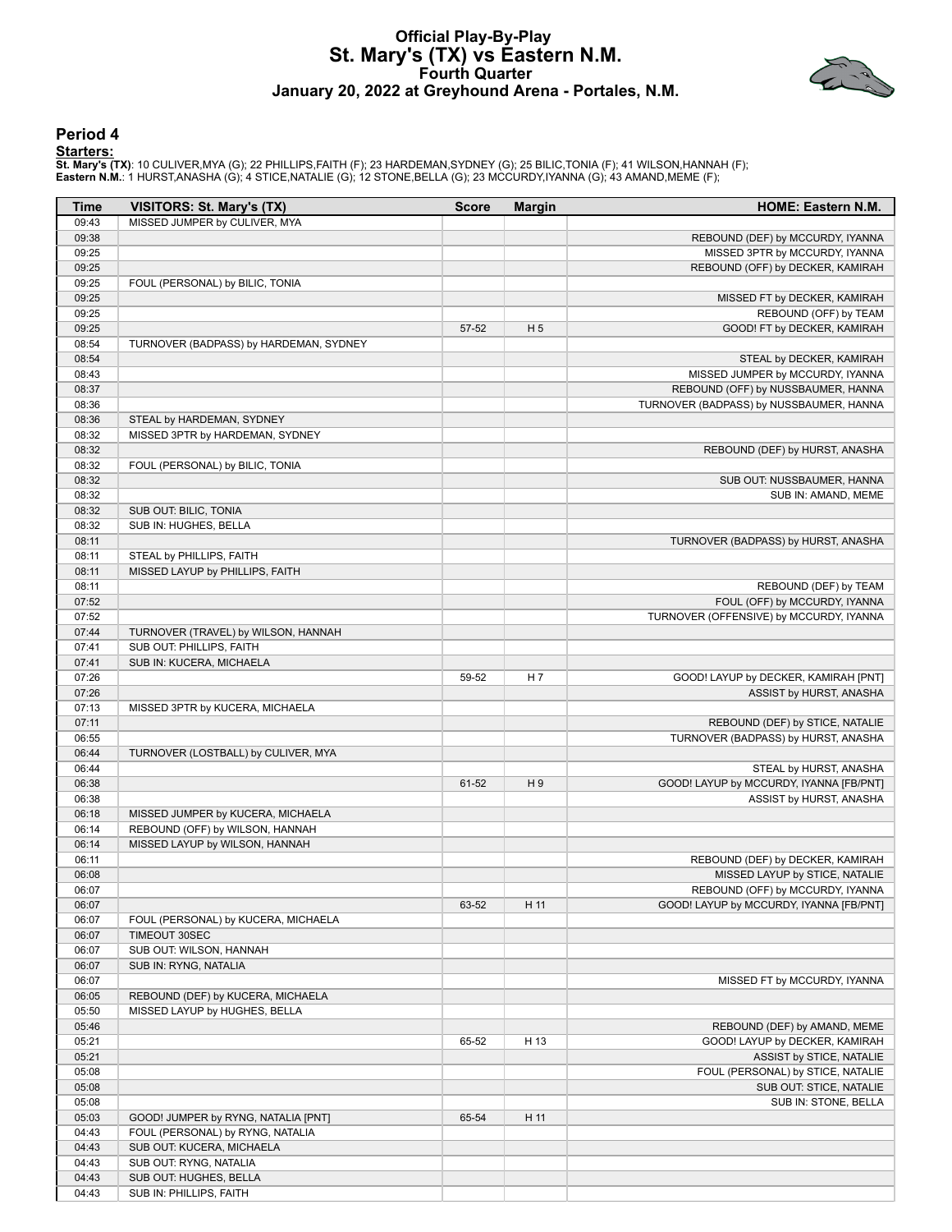# Official Play-By-Play
## St. Mary's (TX) vs Eastern N.M.
### Fourth Quarter
### January 20, 2022 at Greyhound Arena - Portales, N.M.

## Period 4

**Starters:**

**St. Mary's (TX)**: 10 CULIVER,MYA (G); 22 PHILLIPS,FAITH (F); 23 HARDEMAN,SYDNEY (G); 25 BILIC,TONIA (F); 41 WILSON,HANNAH (F);
**Eastern N.M.**: 1 HURST,ANASHA (G); 4 STICE,NATALIE (G); 12 STONE,BELLA (G); 23 MCCURDY,IYANNA (G); 43 AMAND,MEME (F);

| Time | VISITORS: St. Mary's (TX) | Score | Margin | HOME: Eastern N.M. |
|---|---|---|---|---|
| 09:43 | MISSED JUMPER by CULIVER, MYA | | | |
| 09:38 | | | | REBOUND (DEF) by MCCURDY, IYANNA |
| 09:25 | | | | MISSED 3PTR by MCCURDY, IYANNA |
| 09:25 | | | | REBOUND (OFF) by DECKER, KAMIRAH |
| 09:25 | FOUL (PERSONAL) by BILIC, TONIA | | | |
| 09:25 | | | | MISSED FT by DECKER, KAMIRAH |
| 09:25 | | | | REBOUND (OFF) by TEAM |
| 09:25 | | 57-52 | H 5 | GOOD! FT by DECKER, KAMIRAH |
| 08:54 | TURNOVER (BADPASS) by HARDEMAN, SYDNEY | | | |
| 08:54 | | | | STEAL by DECKER, KAMIRAH |
| 08:43 | | | | MISSED JUMPER by MCCURDY, IYANNA |
| 08:37 | | | | REBOUND (OFF) by NUSSBAUMER, HANNA |
| 08:36 | | | | TURNOVER (BADPASS) by NUSSBAUMER, HANNA |
| 08:36 | STEAL by HARDEMAN, SYDNEY | | | |
| 08:32 | MISSED 3PTR by HARDEMAN, SYDNEY | | | |
| 08:32 | | | | REBOUND (DEF) by HURST, ANASHA |
| 08:32 | FOUL (PERSONAL) by BILIC, TONIA | | | |
| 08:32 | | | | SUB OUT: NUSSBAUMER, HANNA |
| 08:32 | | | | SUB IN: AMAND, MEME |
| 08:32 | SUB OUT: BILIC, TONIA | | | |
| 08:32 | SUB IN: HUGHES, BELLA | | | |
| 08:11 | | | | TURNOVER (BADPASS) by HURST, ANASHA |
| 08:11 | STEAL by PHILLIPS, FAITH | | | |
| 08:11 | MISSED LAYUP by PHILLIPS, FAITH | | | |
| 08:11 | | | | REBOUND (DEF) by TEAM |
| 07:52 | | | | FOUL (OFF) by MCCURDY, IYANNA |
| 07:52 | | | | TURNOVER (OFFENSIVE) by MCCURDY, IYANNA |
| 07:44 | TURNOVER (TRAVEL) by WILSON, HANNAH | | | |
| 07:41 | SUB OUT: PHILLIPS, FAITH | | | |
| 07:41 | SUB IN: KUCERA, MICHAELA | | | |
| 07:26 | | 59-52 | H 7 | GOOD! LAYUP by DECKER, KAMIRAH [PNT] |
| 07:26 | | | | ASSIST by HURST, ANASHA |
| 07:13 | MISSED 3PTR by KUCERA, MICHAELA | | | |
| 07:11 | | | | REBOUND (DEF) by STICE, NATALIE |
| 06:55 | | | | TURNOVER (BADPASS) by HURST, ANASHA |
| 06:44 | TURNOVER (LOSTBALL) by CULIVER, MYA | | | |
| 06:44 | | | | STEAL by HURST, ANASHA |
| 06:38 | | 61-52 | H 9 | GOOD! LAYUP by MCCURDY, IYANNA [FB/PNT] |
| 06:38 | | | | ASSIST by HURST, ANASHA |
| 06:18 | MISSED JUMPER by KUCERA, MICHAELA | | | |
| 06:14 | REBOUND (OFF) by WILSON, HANNAH | | | |
| 06:14 | MISSED LAYUP by WILSON, HANNAH | | | |
| 06:11 | | | | REBOUND (DEF) by DECKER, KAMIRAH |
| 06:08 | | | | MISSED LAYUP by STICE, NATALIE |
| 06:07 | | | | REBOUND (OFF) by MCCURDY, IYANNA |
| 06:07 | | 63-52 | H 11 | GOOD! LAYUP by MCCURDY, IYANNA [FB/PNT] |
| 06:07 | FOUL (PERSONAL) by KUCERA, MICHAELA | | | |
| 06:07 | TIMEOUT 30SEC | | | |
| 06:07 | SUB OUT: WILSON, HANNAH | | | |
| 06:07 | SUB IN: RYNG, NATALIA | | | |
| 06:07 | | | | MISSED FT by MCCURDY, IYANNA |
| 06:05 | REBOUND (DEF) by KUCERA, MICHAELA | | | |
| 05:50 | MISSED LAYUP by HUGHES, BELLA | | | |
| 05:46 | | | | REBOUND (DEF) by AMAND, MEME |
| 05:21 | | 65-52 | H 13 | GOOD! LAYUP by DECKER, KAMIRAH |
| 05:21 | | | | ASSIST by STICE, NATALIE |
| 05:08 | | | | FOUL (PERSONAL) by STICE, NATALIE |
| 05:08 | | | | SUB OUT: STICE, NATALIE |
| 05:08 | | | | SUB IN: STONE, BELLA |
| 05:03 | GOOD! JUMPER by RYNG, NATALIA [PNT] | 65-54 | H 11 | |
| 04:43 | FOUL (PERSONAL) by RYNG, NATALIA | | | |
| 04:43 | SUB OUT: KUCERA, MICHAELA | | | |
| 04:43 | SUB OUT: RYNG, NATALIA | | | |
| 04:43 | SUB OUT: HUGHES, BELLA | | | |
| 04:43 | SUB IN: PHILLIPS, FAITH | | | |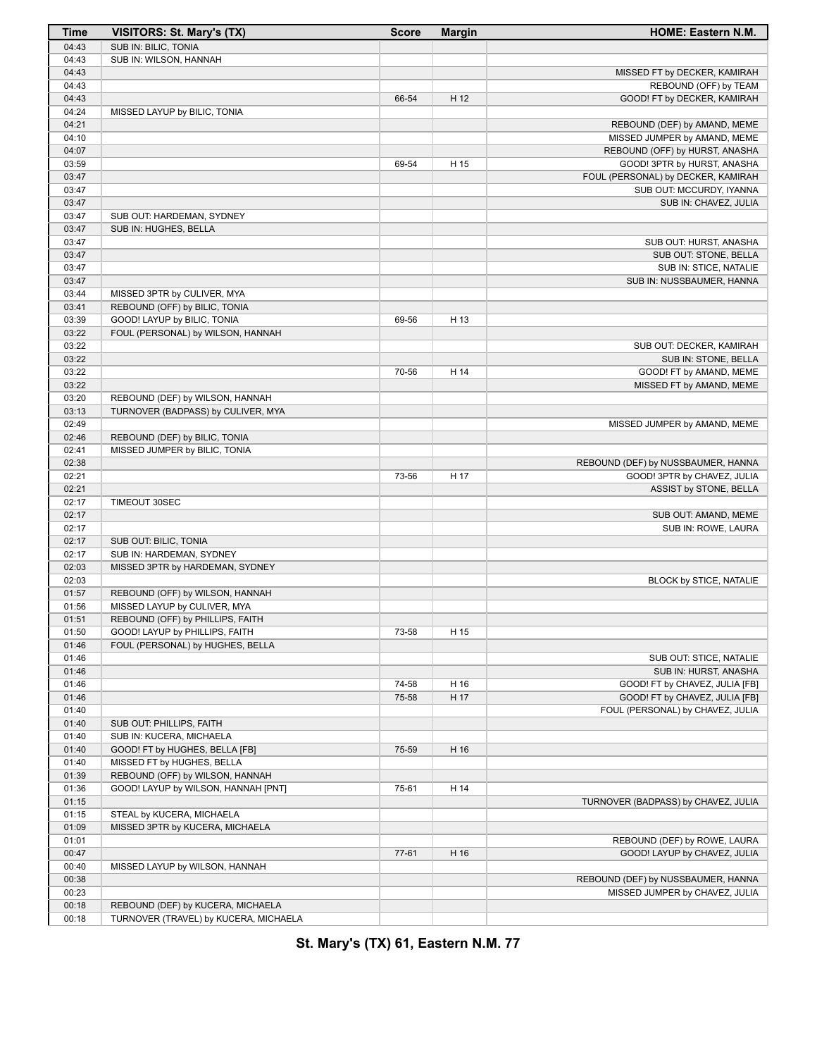| Time | VISITORS: St. Mary's (TX) | Score | Margin | HOME: Eastern N.M. |
|---|---|---|---|---|
| 04:43 | SUB IN: BILIC, TONIA | | | |
| 04:43 | SUB IN: WILSON, HANNAH | | | |
| 04:43 | | | | MISSED FT by DECKER, KAMIRAH |
| 04:43 | | | | REBOUND (OFF) by TEAM |
| 04:43 | | 66-54 | H 12 | GOOD! FT by DECKER, KAMIRAH |
| 04:24 | MISSED LAYUP by BILIC, TONIA | | | |
| 04:21 | | | | REBOUND (DEF) by AMAND, MEME |
| 04:10 | | | | MISSED JUMPER by AMAND, MEME |
| 04:07 | | | | REBOUND (OFF) by HURST, ANASHA |
| 03:59 | | 69-54 | H 15 | GOOD! 3PTR by HURST, ANASHA |
| 03:47 | | | | FOUL (PERSONAL) by DECKER, KAMIRAH |
| 03:47 | | | | SUB OUT: MCCURDY, IYANNA |
| 03:47 | | | | SUB IN: CHAVEZ, JULIA |
| 03:47 | SUB OUT: HARDEMAN, SYDNEY | | | |
| 03:47 | SUB IN: HUGHES, BELLA | | | |
| 03:47 | | | | SUB OUT: HURST, ANASHA |
| 03:47 | | | | SUB OUT: STONE, BELLA |
| 03:47 | | | | SUB IN: STICE, NATALIE |
| 03:47 | | | | SUB IN: NUSSBAUMER, HANNA |
| 03:44 | MISSED 3PTR by CULIVER, MYA | | | |
| 03:41 | REBOUND (OFF) by BILIC, TONIA | | | |
| 03:39 | GOOD! LAYUP by BILIC, TONIA | 69-56 | H 13 | |
| 03:22 | FOUL (PERSONAL) by WILSON, HANNAH | | | |
| 03:22 | | | | SUB OUT: DECKER, KAMIRAH |
| 03:22 | | | | SUB IN: STONE, BELLA |
| 03:22 | | 70-56 | H 14 | GOOD! FT by AMAND, MEME |
| 03:22 | | | | MISSED FT by AMAND, MEME |
| 03:20 | REBOUND (DEF) by WILSON, HANNAH | | | |
| 03:13 | TURNOVER (BADPASS) by CULIVER, MYA | | | |
| 02:49 | | | | MISSED JUMPER by AMAND, MEME |
| 02:46 | REBOUND (DEF) by BILIC, TONIA | | | |
| 02:41 | MISSED JUMPER by BILIC, TONIA | | | |
| 02:38 | | | | REBOUND (DEF) by NUSSBAUMER, HANNA |
| 02:21 | | 73-56 | H 17 | GOOD! 3PTR by CHAVEZ, JULIA |
| 02:21 | | | | ASSIST by STONE, BELLA |
| 02:17 | TIMEOUT 30SEC | | | |
| 02:17 | | | | SUB OUT: AMAND, MEME |
| 02:17 | | | | SUB IN: ROWE, LAURA |
| 02:17 | SUB OUT: BILIC, TONIA | | | |
| 02:17 | SUB IN: HARDEMAN, SYDNEY | | | |
| 02:03 | MISSED 3PTR by HARDEMAN, SYDNEY | | | |
| 02:03 | | | | BLOCK by STICE, NATALIE |
| 01:57 | REBOUND (OFF) by WILSON, HANNAH | | | |
| 01:56 | MISSED LAYUP by CULIVER, MYA | | | |
| 01:51 | REBOUND (OFF) by PHILLIPS, FAITH | | | |
| 01:50 | GOOD! LAYUP by PHILLIPS, FAITH | 73-58 | H 15 | |
| 01:46 | FOUL (PERSONAL) by HUGHES, BELLA | | | |
| 01:46 | | | | SUB OUT: STICE, NATALIE |
| 01:46 | | | | SUB IN: HURST, ANASHA |
| 01:46 | | 74-58 | H 16 | GOOD! FT by CHAVEZ, JULIA [FB] |
| 01:46 | | 75-58 | H 17 | GOOD! FT by CHAVEZ, JULIA [FB] |
| 01:40 | | | | FOUL (PERSONAL) by CHAVEZ, JULIA |
| 01:40 | SUB OUT: PHILLIPS, FAITH | | | |
| 01:40 | SUB IN: KUCERA, MICHAELA | | | |
| 01:40 | GOOD! FT by HUGHES, BELLA [FB] | 75-59 | H 16 | |
| 01:40 | MISSED FT by HUGHES, BELLA | | | |
| 01:39 | REBOUND (OFF) by WILSON, HANNAH | | | |
| 01:36 | GOOD! LAYUP by WILSON, HANNAH [PNT] | 75-61 | H 14 | |
| 01:15 | | | | TURNOVER (BADPASS) by CHAVEZ, JULIA |
| 01:15 | STEAL by KUCERA, MICHAELA | | | |
| 01:09 | MISSED 3PTR by KUCERA, MICHAELA | | | |
| 01:01 | | | | REBOUND (DEF) by ROWE, LAURA |
| 00:47 | | 77-61 | H 16 | GOOD! LAYUP by CHAVEZ, JULIA |
| 00:40 | MISSED LAYUP by WILSON, HANNAH | | | |
| 00:38 | | | | REBOUND (DEF) by NUSSBAUMER, HANNA |
| 00:23 | | | | MISSED JUMPER by CHAVEZ, JULIA |
| 00:18 | REBOUND (DEF) by KUCERA, MICHAELA | | | |
| 00:18 | TURNOVER (TRAVEL) by KUCERA, MICHAELA | | | |

**St. Mary's (TX) 61, Eastern N.M. 77**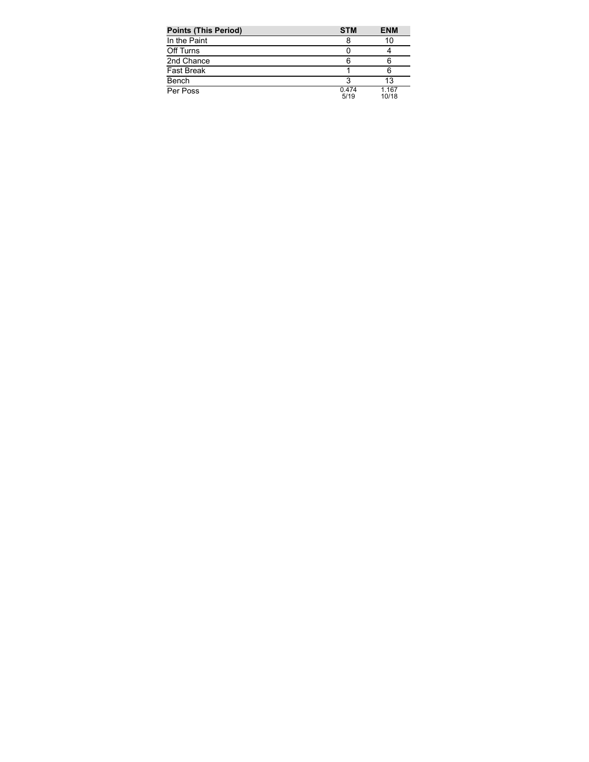| Points (This Period) | STM | ENM |
|---|---|---|
| In the Paint | 8 | 10 |
| Off Turns | 0 | 4 |
| 2nd Chance | 6 | 6 |
| Fast Break | 1 | 6 |
| Bench | 3 | 13 |
| Per Poss | 0.474<br>5/19 | 1.167<br>10/18 |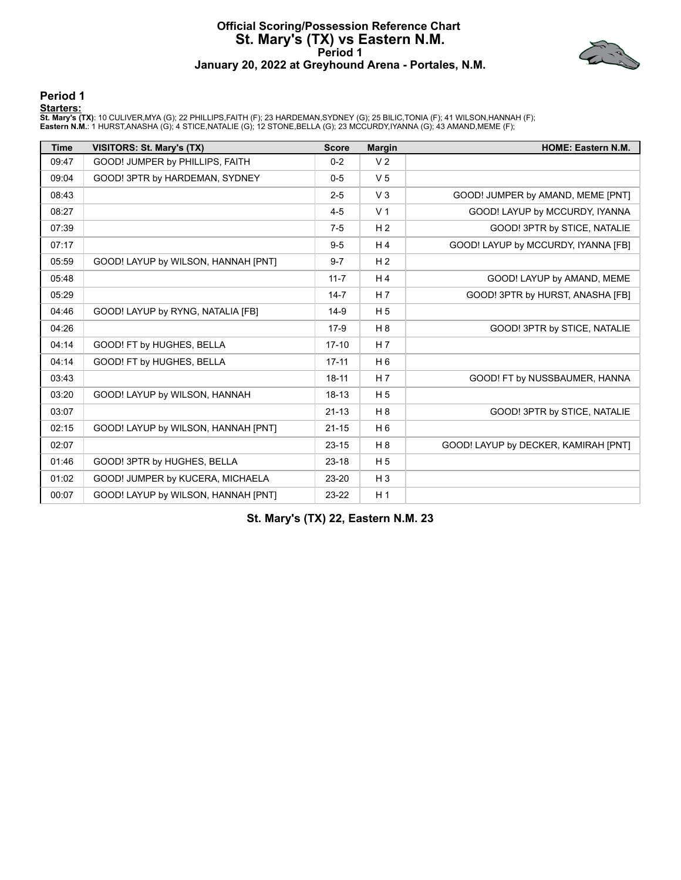# Official Scoring/Possession Reference Chart
# St. Mary's (TX) vs Eastern N.M.
## Period 1
### January 20, 2022 at Greyhound Arena - Portales, N.M.

## Period 1

**Starters:**

**St. Mary's (TX)**: 10 CULIVER,MYA (G); 22 PHILLIPS,FAITH (F); 23 HARDEMAN,SYDNEY (G); 25 BILIC,TONIA (F); 41 WILSON,HANNAH (F);
**Eastern N.M.**: 1 HURST,ANASHA (G); 4 STICE,NATALIE (G); 12 STONE,BELLA (G); 23 MCCURDY,IYANNA (G); 43 AMAND,MEME (F);

| Time | VISITORS: St. Mary's (TX) | Score | Margin | HOME: Eastern N.M. |
|---|---|---|---|---|
| 09:47 | GOOD! JUMPER by PHILLIPS, FAITH | 0-2 | V 2 | |
| 09:04 | GOOD! 3PTR by HARDEMAN, SYDNEY | 0-5 | V 5 | |
| 08:43 | | 2-5 | V 3 | GOOD! JUMPER by AMAND, MEME [PNT] |
| 08:27 | | 4-5 | V 1 | GOOD! LAYUP by MCCURDY, IYANNA |
| 07:39 | | 7-5 | H 2 | GOOD! 3PTR by STICE, NATALIE |
| 07:17 | | 9-5 | H 4 | GOOD! LAYUP by MCCURDY, IYANNA [FB] |
| 05:59 | GOOD! LAYUP by WILSON, HANNAH [PNT] | 9-7 | H 2 | |
| 05:48 | | 11-7 | H 4 | GOOD! LAYUP by AMAND, MEME |
| 05:29 | | 14-7 | H 7 | GOOD! 3PTR by HURST, ANASHA [FB] |
| 04:46 | GOOD! LAYUP by RYNG, NATALIA [FB] | 14-9 | H 5 | |
| 04:26 | | 17-9 | H 8 | GOOD! 3PTR by STICE, NATALIE |
| 04:14 | GOOD! FT by HUGHES, BELLA | 17-10 | H 7 | |
| 04:14 | GOOD! FT by HUGHES, BELLA | 17-11 | H 6 | |
| 03:43 | | 18-11 | H 7 | GOOD! FT by NUSSBAUMER, HANNA |
| 03:20 | GOOD! LAYUP by WILSON, HANNAH | 18-13 | H 5 | |
| 03:07 | | 21-13 | H 8 | GOOD! 3PTR by STICE, NATALIE |
| 02:15 | GOOD! LAYUP by WILSON, HANNAH [PNT] | 21-15 | H 6 | |
| 02:07 | | 23-15 | H 8 | GOOD! LAYUP by DECKER, KAMIRAH [PNT] |
| 01:46 | GOOD! 3PTR by HUGHES, BELLA | 23-18 | H 5 | |
| 01:02 | GOOD! JUMPER by KUCERA, MICHAELA | 23-20 | H 3 | |
| 00:07 | GOOD! LAYUP by WILSON, HANNAH [PNT] | 23-22 | H 1 | |

**St. Mary's (TX) 22, Eastern N.M. 23**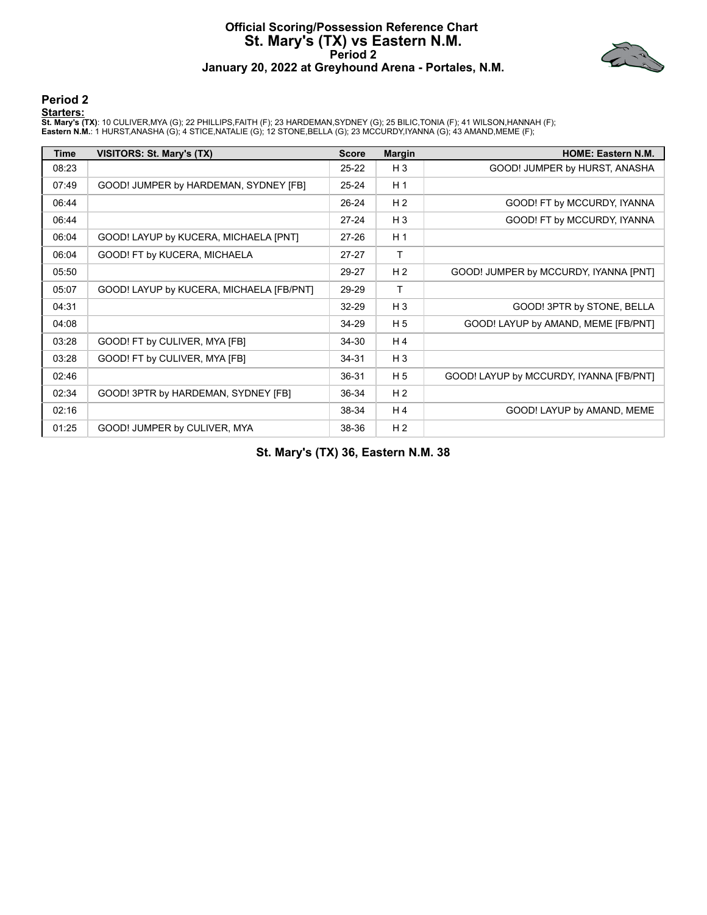# Official Scoring/Possession Reference Chart
## St. Mary's (TX) vs Eastern N.M.
### Period 2
### January 20, 2022 at Greyhound Arena - Portales, N.M.

## Period 2

**Starters:**

**St. Mary's (TX)**: 10 CULIVER,MYA (G); 22 PHILLIPS,FAITH (F); 23 HARDEMAN,SYDNEY (G); 25 BILIC,TONIA (F); 41 WILSON,HANNAH (F);
**Eastern N.M.**: 1 HURST,ANASHA (G); 4 STICE,NATALIE (G); 12 STONE,BELLA (G); 23 MCCURDY,IYANNA (G); 43 AMAND,MEME (F);

| Time | VISITORS: St. Mary's (TX) | Score | Margin | HOME: Eastern N.M. |
|---|---|---|---|---|
| 08:23 | | 25-22 | H 3 | GOOD! JUMPER by HURST, ANASHA |
| 07:49 | GOOD! JUMPER by HARDEMAN, SYDNEY [FB] | 25-24 | H 1 | |
| 06:44 | | 26-24 | H 2 | GOOD! FT by MCCURDY, IYANNA |
| 06:44 | | 27-24 | H 3 | GOOD! FT by MCCURDY, IYANNA |
| 06:04 | GOOD! LAYUP by KUCERA, MICHAELA [PNT] | 27-26 | H 1 | |
| 06:04 | GOOD! FT by KUCERA, MICHAELA | 27-27 | T | |
| 05:50 | | 29-27 | H 2 | GOOD! JUMPER by MCCURDY, IYANNA [PNT] |
| 05:07 | GOOD! LAYUP by KUCERA, MICHAELA [FB/PNT] | 29-29 | T | |
| 04:31 | | 32-29 | H 3 | GOOD! 3PTR by STONE, BELLA |
| 04:08 | | 34-29 | H 5 | GOOD! LAYUP by AMAND, MEME [FB/PNT] |
| 03:28 | GOOD! FT by CULIVER, MYA [FB] | 34-30 | H 4 | |
| 03:28 | GOOD! FT by CULIVER, MYA [FB] | 34-31 | H 3 | |
| 02:46 | | 36-31 | H 5 | GOOD! LAYUP by MCCURDY, IYANNA [FB/PNT] |
| 02:34 | GOOD! 3PTR by HARDEMAN, SYDNEY [FB] | 36-34 | H 2 | |
| 02:16 | | 38-34 | H 4 | GOOD! LAYUP by AMAND, MEME |
| 01:25 | GOOD! JUMPER by CULIVER, MYA | 38-36 | H 2 | |

**St. Mary's (TX) 36, Eastern N.M. 38**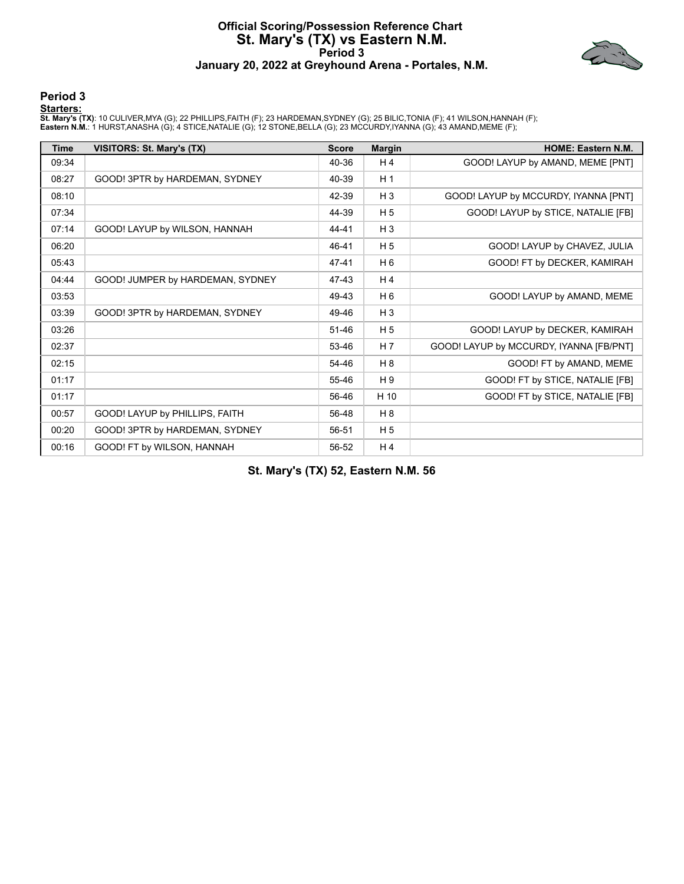# Official Scoring/Possession Reference Chart
# St. Mary's (TX) vs Eastern N.M.
## Period 3
## January 20, 2022 at Greyhound Arena - Portales, N.M.

### Period 3

**Starters:**

**St. Mary's (TX)**: 10 CULIVER,MYA (G); 22 PHILLIPS,FAITH (F); 23 HARDEMAN,SYDNEY (G); 25 BILIC,TONIA (F); 41 WILSON,HANNAH (F);
**Eastern N.M.**: 1 HURST,ANASHA (G); 4 STICE,NATALIE (G); 12 STONE,BELLA (G); 23 MCCURDY,IYANNA (G); 43 AMAND,MEME (F);

| Time | VISITORS: St. Mary's (TX) | Score | Margin | HOME: Eastern N.M. |
|---|---|---|---|---|
| 09:34 | | 40-36 | H 4 | GOOD! LAYUP by AMAND, MEME [PNT] |
| 08:27 | GOOD! 3PTR by HARDEMAN, SYDNEY | 40-39 | H 1 | |
| 08:10 | | 42-39 | H 3 | GOOD! LAYUP by MCCURDY, IYANNA [PNT] |
| 07:34 | | 44-39 | H 5 | GOOD! LAYUP by STICE, NATALIE [FB] |
| 07:14 | GOOD! LAYUP by WILSON, HANNAH | 44-41 | H 3 | |
| 06:20 | | 46-41 | H 5 | GOOD! LAYUP by CHAVEZ, JULIA |
| 05:43 | | 47-41 | H 6 | GOOD! FT by DECKER, KAMIRAH |
| 04:44 | GOOD! JUMPER by HARDEMAN, SYDNEY | 47-43 | H 4 | |
| 03:53 | | 49-43 | H 6 | GOOD! LAYUP by AMAND, MEME |
| 03:39 | GOOD! 3PTR by HARDEMAN, SYDNEY | 49-46 | H 3 | |
| 03:26 | | 51-46 | H 5 | GOOD! LAYUP by DECKER, KAMIRAH |
| 02:37 | | 53-46 | H 7 | GOOD! LAYUP by MCCURDY, IYANNA [FB/PNT] |
| 02:15 | | 54-46 | H 8 | GOOD! FT by AMAND, MEME |
| 01:17 | | 55-46 | H 9 | GOOD! FT by STICE, NATALIE [FB] |
| 01:17 | | 56-46 | H 10 | GOOD! FT by STICE, NATALIE [FB] |
| 00:57 | GOOD! LAYUP by PHILLIPS, FAITH | 56-48 | H 8 | |
| 00:20 | GOOD! 3PTR by HARDEMAN, SYDNEY | 56-51 | H 5 | |
| 00:16 | GOOD! FT by WILSON, HANNAH | 56-52 | H 4 | |

**St. Mary's (TX) 52, Eastern N.M. 56**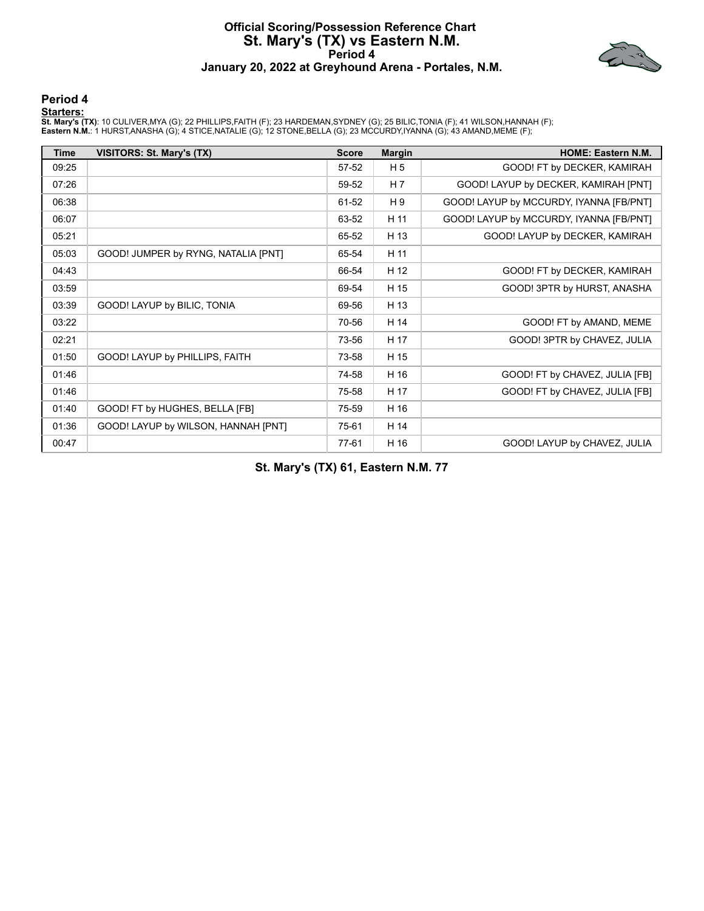# Official Scoring/Possession Reference Chart
# St. Mary's (TX) vs Eastern N.M.
## Period 4
### January 20, 2022 at Greyhound Arena - Portales, N.M.

## Period 4

**Starters:**

**St. Mary's (TX)**: 10 CULIVER,MYA (G); 22 PHILLIPS,FAITH (F); 23 HARDEMAN,SYDNEY (G); 25 BILIC,TONIA (F); 41 WILSON,HANNAH (F);
**Eastern N.M.**: 1 HURST,ANASHA (G); 4 STICE,NATALIE (G); 12 STONE,BELLA (G); 23 MCCURDY,IYANNA (G); 43 AMAND,MEME (F);

| Time | VISITORS: St. Mary's (TX) | Score | Margin | HOME: Eastern N.M. |
|---|---|---|---|---|
| 09:25 | | 57-52 | H 5 | GOOD! FT by DECKER, KAMIRAH |
| 07:26 | | 59-52 | H 7 | GOOD! LAYUP by DECKER, KAMIRAH [PNT] |
| 06:38 | | 61-52 | H 9 | GOOD! LAYUP by MCCURDY, IYANNA [FB/PNT] |
| 06:07 | | 63-52 | H 11 | GOOD! LAYUP by MCCURDY, IYANNA [FB/PNT] |
| 05:21 | | 65-52 | H 13 | GOOD! LAYUP by DECKER, KAMIRAH |
| 05:03 | GOOD! JUMPER by RYNG, NATALIA [PNT] | 65-54 | H 11 | |
| 04:43 | | 66-54 | H 12 | GOOD! FT by DECKER, KAMIRAH |
| 03:59 | | 69-54 | H 15 | GOOD! 3PTR by HURST, ANASHA |
| 03:39 | GOOD! LAYUP by BILIC, TONIA | 69-56 | H 13 | |
| 03:22 | | 70-56 | H 14 | GOOD! FT by AMAND, MEME |
| 02:21 | | 73-56 | H 17 | GOOD! 3PTR by CHAVEZ, JULIA |
| 01:50 | GOOD! LAYUP by PHILLIPS, FAITH | 73-58 | H 15 | |
| 01:46 | | 74-58 | H 16 | GOOD! FT by CHAVEZ, JULIA [FB] |
| 01:46 | | 75-58 | H 17 | GOOD! FT by CHAVEZ, JULIA [FB] |
| 01:40 | GOOD! FT by HUGHES, BELLA [FB] | 75-59 | H 16 | |
| 01:36 | GOOD! LAYUP by WILSON, HANNAH [PNT] | 75-61 | H 14 | |
| 00:47 | | 77-61 | H 16 | GOOD! LAYUP by CHAVEZ, JULIA |

**St. Mary's (TX) 61, Eastern N.M. 77**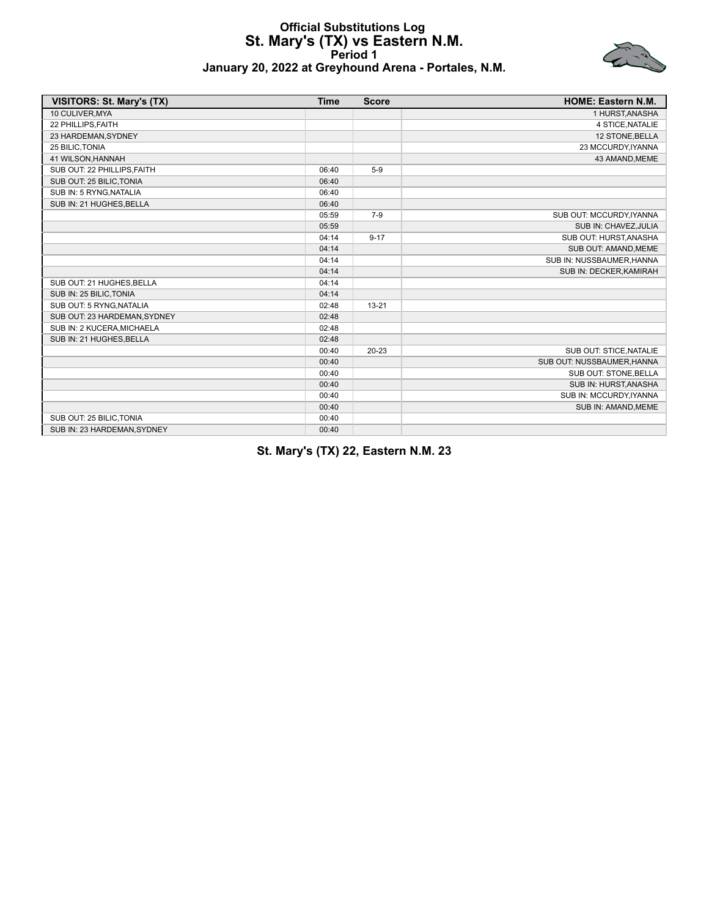# Official Substitutions Log
## St. Mary's (TX) vs Eastern N.M.
### Period 1
### January 20, 2022 at Greyhound Arena - Portales, N.M.

| VISITORS: St. Mary's (TX) | Time | Score | HOME: Eastern N.M. |
|---|---|---|---|
| 10 CULIVER,MYA | | | 1 HURST,ANASHA |
| 22 PHILLIPS,FAITH | | | 4 STICE,NATALIE |
| 23 HARDEMAN,SYDNEY | | | 12 STONE,BELLA |
| 25 BILIC,TONIA | | | 23 MCCURDY,IYANNA |
| 41 WILSON,HANNAH | | | 43 AMAND,MEME |
| SUB OUT: 22 PHILLIPS,FAITH | 06:40 | 5-9 | |
| SUB OUT: 25 BILIC,TONIA | 06:40 | | |
| SUB IN: 5 RYNG,NATALIA | 06:40 | | |
| SUB IN: 21 HUGHES,BELLA | 06:40 | | |
| | 05:59 | 7-9 | SUB OUT: MCCURDY,IYANNA |
| | 05:59 | | SUB IN: CHAVEZ,JULIA |
| | 04:14 | 9-17 | SUB OUT: HURST,ANASHA |
| | 04:14 | | SUB OUT: AMAND,MEME |
| | 04:14 | | SUB IN: NUSSBAUMER,HANNA |
| | 04:14 | | SUB IN: DECKER,KAMIRAH |
| SUB OUT: 21 HUGHES,BELLA | 04:14 | | |
| SUB IN: 25 BILIC,TONIA | 04:14 | | |
| SUB OUT: 5 RYNG,NATALIA | 02:48 | 13-21 | |
| SUB OUT: 23 HARDEMAN,SYDNEY | 02:48 | | |
| SUB IN: 2 KUCERA,MICHAELA | 02:48 | | |
| SUB IN: 21 HUGHES,BELLA | 02:48 | | |
| | 00:40 | 20-23 | SUB OUT: STICE,NATALIE |
| | 00:40 | | SUB OUT: NUSSBAUMER,HANNA |
| | 00:40 | | SUB OUT: STONE,BELLA |
| | 00:40 | | SUB IN: HURST,ANASHA |
| | 00:40 | | SUB IN: MCCURDY,IYANNA |
| | 00:40 | | SUB IN: AMAND,MEME |
| SUB OUT: 25 BILIC,TONIA | 00:40 | | |
| SUB IN: 23 HARDEMAN,SYDNEY | 00:40 | | |

**St. Mary's (TX) 22, Eastern N.M. 23**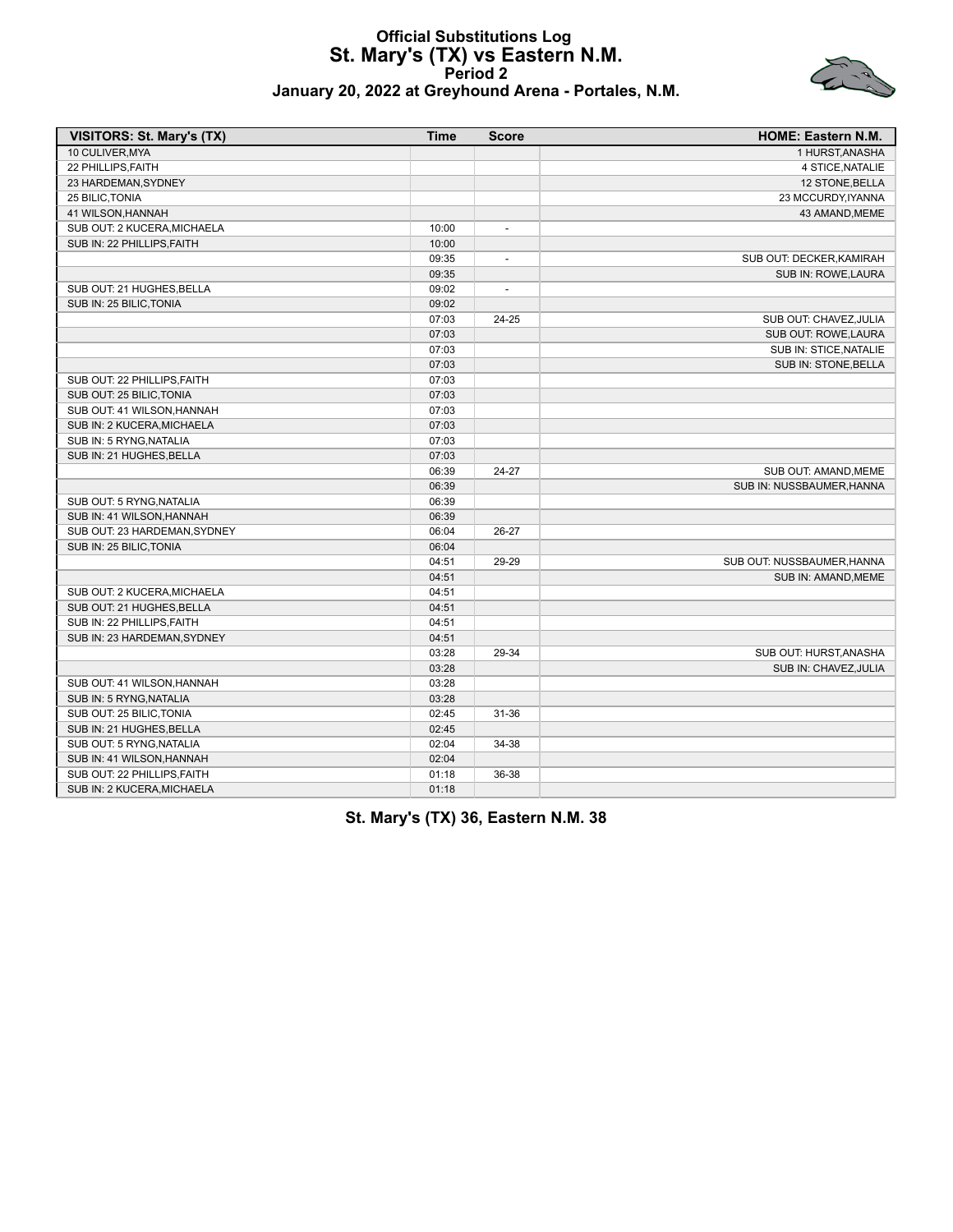# Official Substitutions Log
## St. Mary's (TX) vs Eastern N.M.
### Period 2
### January 20, 2022 at Greyhound Arena - Portales, N.M.

| VISITORS: St. Mary's (TX) | Time | Score | HOME: Eastern N.M. |
|---|---|---|---|
| 10 CULIVER,MYA | | | 1 HURST,ANASHA |
| 22 PHILLIPS,FAITH | | | 4 STICE,NATALIE |
| 23 HARDEMAN,SYDNEY | | | 12 STONE,BELLA |
| 25 BILIC,TONIA | | | 23 MCCURDY,IYANNA |
| 41 WILSON,HANNAH | | | 43 AMAND,MEME |
| SUB OUT: 2 KUCERA,MICHAELA | 10:00 | - | |
| SUB IN: 22 PHILLIPS,FAITH | 10:00 | | |
| | 09:35 | - | SUB OUT: DECKER,KAMIRAH |
| | 09:35 | | SUB IN: ROWE,LAURA |
| SUB OUT: 21 HUGHES,BELLA | 09:02 | - | |
| SUB IN: 25 BILIC,TONIA | 09:02 | | |
| | 07:03 | 24-25 | SUB OUT: CHAVEZ,JULIA |
| | 07:03 | | SUB OUT: ROWE,LAURA |
| | 07:03 | | SUB IN: STICE,NATALIE |
| | 07:03 | | SUB IN: STONE,BELLA |
| SUB OUT: 22 PHILLIPS,FAITH | 07:03 | | |
| SUB OUT: 25 BILIC,TONIA | 07:03 | | |
| SUB OUT: 41 WILSON,HANNAH | 07:03 | | |
| SUB IN: 2 KUCERA,MICHAELA | 07:03 | | |
| SUB IN: 5 RYNG,NATALIA | 07:03 | | |
| SUB IN: 21 HUGHES,BELLA | 07:03 | | |
| | 06:39 | 24-27 | SUB OUT: AMAND,MEME |
| | 06:39 | | SUB IN: NUSSBAUMER,HANNA |
| SUB OUT: 5 RYNG,NATALIA | 06:39 | | |
| SUB IN: 41 WILSON,HANNAH | 06:39 | | |
| SUB OUT: 23 HARDEMAN,SYDNEY | 06:04 | 26-27 | |
| SUB IN: 25 BILIC,TONIA | 06:04 | | |
| | 04:51 | 29-29 | SUB OUT: NUSSBAUMER,HANNA |
| | 04:51 | | SUB IN: AMAND,MEME |
| SUB OUT: 2 KUCERA,MICHAELA | 04:51 | | |
| SUB OUT: 21 HUGHES,BELLA | 04:51 | | |
| SUB IN: 22 PHILLIPS,FAITH | 04:51 | | |
| SUB IN: 23 HARDEMAN,SYDNEY | 04:51 | | |
| | 03:28 | 29-34 | SUB OUT: HURST,ANASHA |
| | 03:28 | | SUB IN: CHAVEZ,JULIA |
| SUB OUT: 41 WILSON,HANNAH | 03:28 | | |
| SUB IN: 5 RYNG,NATALIA | 03:28 | | |
| SUB OUT: 25 BILIC,TONIA | 02:45 | 31-36 | |
| SUB IN: 21 HUGHES,BELLA | 02:45 | | |
| SUB OUT: 5 RYNG,NATALIA | 02:04 | 34-38 | |
| SUB IN: 41 WILSON,HANNAH | 02:04 | | |
| SUB OUT: 22 PHILLIPS,FAITH | 01:18 | 36-38 | |
| SUB IN: 2 KUCERA,MICHAELA | 01:18 | | |

**St. Mary's (TX) 36, Eastern N.M. 38**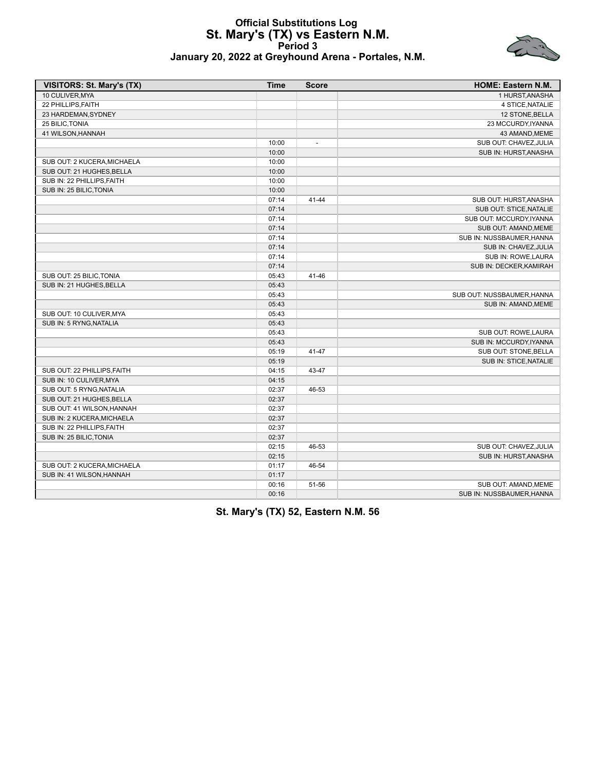# Official Substitutions Log
## St. Mary's (TX) vs Eastern N.M.
### Period 3
### January 20, 2022 at Greyhound Arena - Portales, N.M.

| VISITORS: St. Mary's (TX) | Time | Score | HOME: Eastern N.M. |
|---|---|---|---|
| 10 CULIVER,MYA | | | 1 HURST,ANASHA |
| 22 PHILLIPS,FAITH | | | 4 STICE,NATALIE |
| 23 HARDEMAN,SYDNEY | | | 12 STONE,BELLA |
| 25 BILIC,TONIA | | | 23 MCCURDY,IYANNA |
| 41 WILSON,HANNAH | | | 43 AMAND,MEME |
| | 10:00 | - | SUB OUT: CHAVEZ,JULIA |
| | 10:00 | | SUB IN: HURST,ANASHA |
| SUB OUT: 2 KUCERA,MICHAELA | 10:00 | | |
| SUB OUT: 21 HUGHES,BELLA | 10:00 | | |
| SUB IN: 22 PHILLIPS,FAITH | 10:00 | | |
| SUB IN: 25 BILIC,TONIA | 10:00 | | |
| | 07:14 | 41-44 | SUB OUT: HURST,ANASHA |
| | 07:14 | | SUB OUT: STICE,NATALIE |
| | 07:14 | | SUB OUT: MCCURDY,IYANNA |
| | 07:14 | | SUB OUT: AMAND,MEME |
| | 07:14 | | SUB IN: NUSSBAUMER,HANNA |
| | 07:14 | | SUB IN: CHAVEZ,JULIA |
| | 07:14 | | SUB IN: ROWE,LAURA |
| | 07:14 | | SUB IN: DECKER,KAMIRAH |
| SUB OUT: 25 BILIC,TONIA | 05:43 | 41-46 | |
| SUB IN: 21 HUGHES,BELLA | 05:43 | | |
| | 05:43 | | SUB OUT: NUSSBAUMER,HANNA |
| | 05:43 | | SUB IN: AMAND,MEME |
| SUB OUT: 10 CULIVER,MYA | 05:43 | | |
| SUB IN: 5 RYNG,NATALIA | 05:43 | | |
| | 05:43 | | SUB OUT: ROWE,LAURA |
| | 05:43 | | SUB IN: MCCURDY,IYANNA |
| | 05:19 | 41-47 | SUB OUT: STONE,BELLA |
| | 05:19 | | SUB IN: STICE,NATALIE |
| SUB OUT: 22 PHILLIPS,FAITH | 04:15 | 43-47 | |
| SUB IN: 10 CULIVER,MYA | 04:15 | | |
| SUB OUT: 5 RYNG,NATALIA | 02:37 | 46-53 | |
| SUB OUT: 21 HUGHES,BELLA | 02:37 | | |
| SUB OUT: 41 WILSON,HANNAH | 02:37 | | |
| SUB IN: 2 KUCERA,MICHAELA | 02:37 | | |
| SUB IN: 22 PHILLIPS,FAITH | 02:37 | | |
| SUB IN: 25 BILIC,TONIA | 02:37 | | |
| | 02:15 | 46-53 | SUB OUT: CHAVEZ,JULIA |
| | 02:15 | | SUB IN: HURST,ANASHA |
| SUB OUT: 2 KUCERA,MICHAELA | 01:17 | 46-54 | |
| SUB IN: 41 WILSON,HANNAH | 01:17 | | |
| | 00:16 | 51-56 | SUB OUT: AMAND,MEME |
| | 00:16 | | SUB IN: NUSSBAUMER,HANNA |

**St. Mary's (TX) 52, Eastern N.M. 56**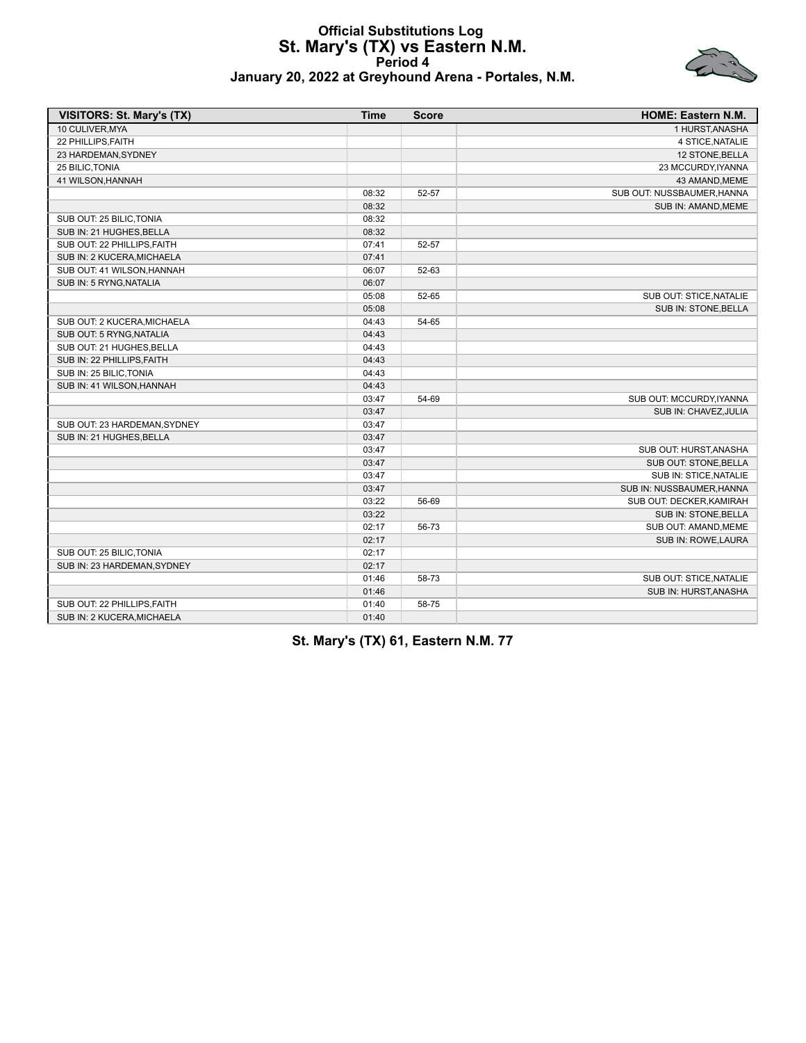# Official Substitutions Log
## St. Mary's (TX) vs Eastern N.M.
### Period 4
### January 20, 2022 at Greyhound Arena - Portales, N.M.

| VISITORS: St. Mary's (TX) | Time | Score | HOME: Eastern N.M. |
|---|---|---|---|
| 10 CULIVER,MYA | | | 1 HURST,ANASHA |
| 22 PHILLIPS,FAITH | | | 4 STICE,NATALIE |
| 23 HARDEMAN,SYDNEY | | | 12 STONE,BELLA |
| 25 BILIC,TONIA | | | 23 MCCURDY,IYANNA |
| 41 WILSON,HANNAH | | | 43 AMAND,MEME |
| | 08:32 | 52-57 | SUB OUT: NUSSBAUMER,HANNA |
| | 08:32 | | SUB IN: AMAND,MEME |
| SUB OUT: 25 BILIC,TONIA | 08:32 | | |
| SUB IN: 21 HUGHES,BELLA | 08:32 | | |
| SUB OUT: 22 PHILLIPS,FAITH | 07:41 | 52-57 | |
| SUB IN: 2 KUCERA,MICHAELA | 07:41 | | |
| SUB OUT: 41 WILSON,HANNAH | 06:07 | 52-63 | |
| SUB IN: 5 RYNG,NATALIA | 06:07 | | |
| | 05:08 | 52-65 | SUB OUT: STICE,NATALIE |
| | 05:08 | | SUB IN: STONE,BELLA |
| SUB OUT: 2 KUCERA,MICHAELA | 04:43 | 54-65 | |
| SUB OUT: 5 RYNG,NATALIA | 04:43 | | |
| SUB OUT: 21 HUGHES,BELLA | 04:43 | | |
| SUB IN: 22 PHILLIPS,FAITH | 04:43 | | |
| SUB IN: 25 BILIC,TONIA | 04:43 | | |
| SUB IN: 41 WILSON,HANNAH | 04:43 | | |
| | 03:47 | 54-69 | SUB OUT: MCCURDY,IYANNA |
| | 03:47 | | SUB IN: CHAVEZ,JULIA |
| SUB OUT: 23 HARDEMAN,SYDNEY | 03:47 | | |
| SUB IN: 21 HUGHES,BELLA | 03:47 | | |
| | 03:47 | | SUB OUT: HURST,ANASHA |
| | 03:47 | | SUB OUT: STONE,BELLA |
| | 03:47 | | SUB IN: STICE,NATALIE |
| | 03:47 | | SUB IN: NUSSBAUMER,HANNA |
| | 03:22 | 56-69 | SUB OUT: DECKER,KAMIRAH |
| | 03:22 | | SUB IN: STONE,BELLA |
| | 02:17 | 56-73 | SUB OUT: AMAND,MEME |
| | 02:17 | | SUB IN: ROWE,LAURA |
| SUB OUT: 25 BILIC,TONIA | 02:17 | | |
| SUB IN: 23 HARDEMAN,SYDNEY | 02:17 | | |
| | 01:46 | 58-73 | SUB OUT: STICE,NATALIE |
| | 01:46 | | SUB IN: HURST,ANASHA |
| SUB OUT: 22 PHILLIPS,FAITH | 01:40 | 58-75 | |
| SUB IN: 2 KUCERA,MICHAELA | 01:40 | | |

**St. Mary's (TX) 61, Eastern N.M. 77**